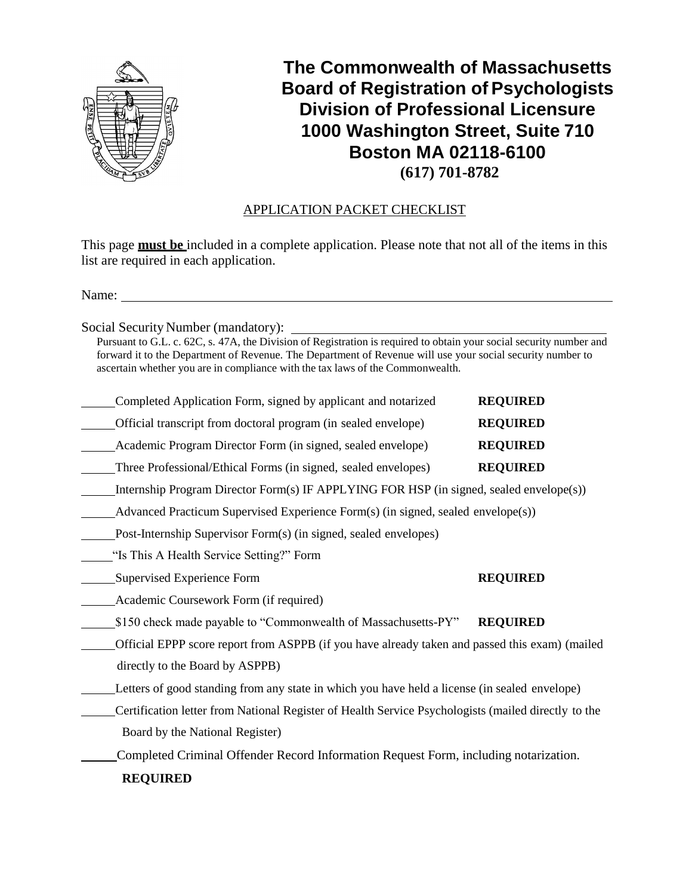# The Commonwealth of Massachusetts
# Board of Registration of Psychologists
# Division of Professional Licensure
# 1000 Washington Street, Suite 710
# Boston MA 02118-6100
**(617) 701-8782**

## APPLICATION PACKET CHECKLIST

This page **must be** included in a complete application. Please note that not all of the items in this list are required in each application.

Name: ______________________________

Social Security Number (mandatory): ______________________________

Pursuant to G.L. c. 62C, s. 47A, the Division of Registration is required to obtain your social security number and forward it to the Department of Revenue. The Department of Revenue will use your social security number to ascertain whether you are in compliance with the tax laws of the Commonwealth.

_____ Completed Application Form, signed by applicant and notarized **REQUIRED**

_____ Official transcript from doctoral program (in sealed envelope) **REQUIRED**

_____ Academic Program Director Form (in signed, sealed envelope) **REQUIRED**

_____ Three Professional/Ethical Forms (in signed, sealed envelopes) **REQUIRED**

_____ Internship Program Director Form(s) IF APPLYING FOR HSP (in signed, sealed envelope(s))

_____ Advanced Practicum Supervised Experience Form(s) (in signed, sealed envelope(s))

_____ Post-Internship Supervisor Form(s) (in signed, sealed envelopes)

_____ "Is This A Health Service Setting?" Form

_____ Supervised Experience Form **REQUIRED**

_____ Academic Coursework Form (if required)

_____ $150 check made payable to "Commonwealth of Massachusetts-PY" **REQUIRED**

_____ Official EPPP score report from ASPPB (if you have already taken and passed this exam) (mailed directly to the Board by ASPPB)

_____ Letters of good standing from any state in which you have held a license (in sealed envelope)

_____ Certification letter from National Register of Health Service Psychologists (mailed directly to the Board by the National Register)

_____ Completed Criminal Offender Record Information Request Form, including notarization. **REQUIRED**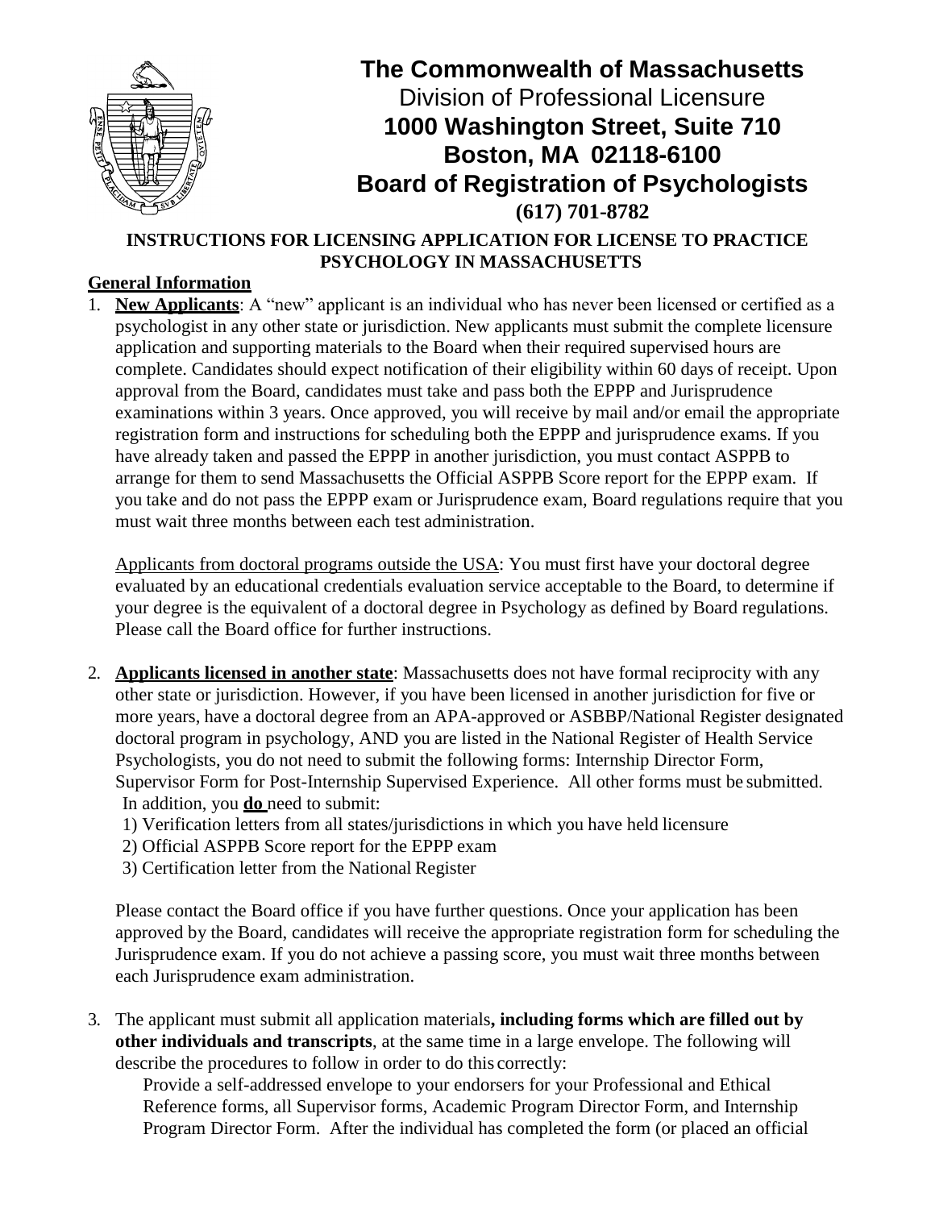# The Commonwealth of Massachusetts

Division of Professional Licensure

**1000 Washington Street, Suite 710**

**Boston, MA 02118-6100**

**Board of Registration of Psychologists**

**(617) 701-8782**

## INSTRUCTIONS FOR LICENSING APPLICATION FOR LICENSE TO PRACTICE PSYCHOLOGY IN MASSACHUSETTS

### General Information

1. **New Applicants**: A "new" applicant is an individual who has never been licensed or certified as a psychologist in any other state or jurisdiction. New applicants must submit the complete licensure application and supporting materials to the Board when their required supervised hours are complete. Candidates should expect notification of their eligibility within 60 days of receipt. Upon approval from the Board, candidates must take and pass both the EPPP and Jurisprudence examinations within 3 years. Once approved, you will receive by mail and/or email the appropriate registration form and instructions for scheduling both the EPPP and jurisprudence exams. If you have already taken and passed the EPPP in another jurisdiction, you must contact ASPPB to arrange for them to send Massachusetts the Official ASPPB Score report for the EPPP exam. If you take and do not pass the EPPP exam or Jurisprudence exam, Board regulations require that you must wait three months between each test administration.

   Applicants from doctoral programs outside the USA: You must first have your doctoral degree evaluated by an educational credentials evaluation service acceptable to the Board, to determine if your degree is the equivalent of a doctoral degree in Psychology as defined by Board regulations. Please call the Board office for further instructions.

2. **Applicants licensed in another state**: Massachusetts does not have formal reciprocity with any other state or jurisdiction. However, if you have been licensed in another jurisdiction for five or more years, have a doctoral degree from an APA-approved or ASBBP/National Register designated doctoral program in psychology, AND you are listed in the National Register of Health Service Psychologists, you do not need to submit the following forms: Internship Director Form, Supervisor Form for Post-Internship Supervised Experience. All other forms must be submitted. In addition, you **do** need to submit:
   1) Verification letters from all states/jurisdictions in which you have held licensure
   2) Official ASPPB Score report for the EPPP exam
   3) Certification letter from the National Register

   Please contact the Board office if you have further questions. Once your application has been approved by the Board, candidates will receive the appropriate registration form for scheduling the Jurisprudence exam. If you do not achieve a passing score, you must wait three months between each Jurisprudence exam administration.

3. The applicant must submit all application materials**, including forms which are filled out by other individuals and transcripts**, at the same time in a large envelope. The following will describe the procedures to follow in order to do this correctly:

   Provide a self-addressed envelope to your endorsers for your Professional and Ethical Reference forms, all Supervisor forms, Academic Program Director Form, and Internship Program Director Form. After the individual has completed the form (or placed an official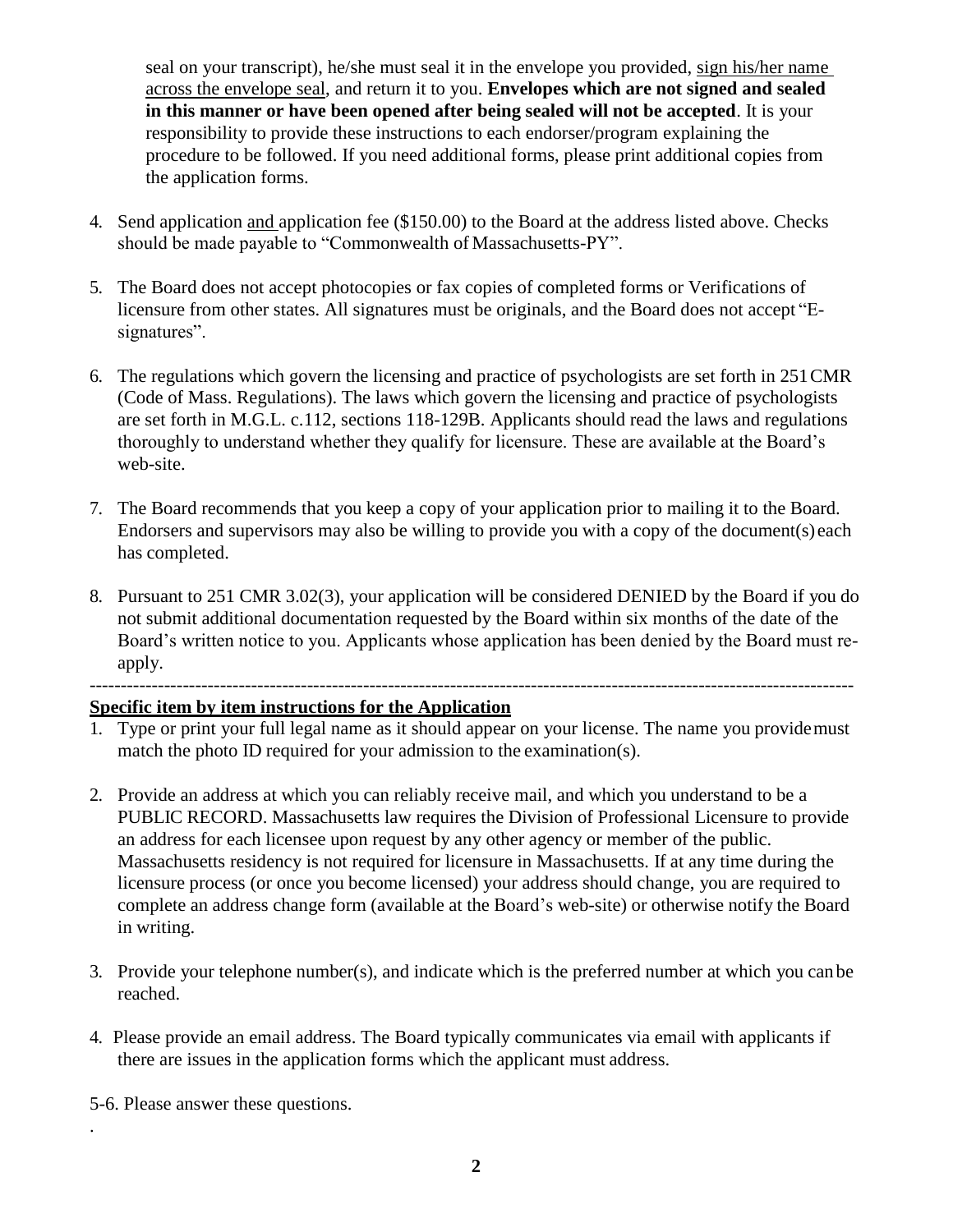seal on your transcript), he/she must seal it in the envelope you provided, sign his/her name across the envelope seal, and return it to you. **Envelopes which are not signed and sealed in this manner or have been opened after being sealed will not be accepted**. It is your responsibility to provide these instructions to each endorser/program explaining the procedure to be followed. If you need additional forms, please print additional copies from the application forms.

4. Send application and application fee ($150.00) to the Board at the address listed above. Checks should be made payable to "Commonwealth of Massachusetts-PY".

5. The Board does not accept photocopies or fax copies of completed forms or Verifications of licensure from other states. All signatures must be originals, and the Board does not accept "E-signatures".

6. The regulations which govern the licensing and practice of psychologists are set forth in 251 CMR (Code of Mass. Regulations). The laws which govern the licensing and practice of psychologists are set forth in M.G.L. c.112, sections 118-129B. Applicants should read the laws and regulations thoroughly to understand whether they qualify for licensure. These are available at the Board's web-site.

7. The Board recommends that you keep a copy of your application prior to mailing it to the Board. Endorsers and supervisors may also be willing to provide you with a copy of the document(s) each has completed.

8. Pursuant to 251 CMR 3.02(3), your application will be considered DENIED by the Board if you do not submit additional documentation requested by the Board within six months of the date of the Board's written notice to you. Applicants whose application has been denied by the Board must re-apply.

---

**Specific item by item instructions for the Application**

1. Type or print your full legal name as it should appear on your license. The name you provide must match the photo ID required for your admission to the examination(s).

2. Provide an address at which you can reliably receive mail, and which you understand to be a PUBLIC RECORD. Massachusetts law requires the Division of Professional Licensure to provide an address for each licensee upon request by any other agency or member of the public. Massachusetts residency is not required for licensure in Massachusetts. If at any time during the licensure process (or once you become licensed) your address should change, you are required to complete an address change form (available at the Board's web-site) or otherwise notify the Board in writing.

3. Provide your telephone number(s), and indicate which is the preferred number at which you can be reached.

4. Please provide an email address. The Board typically communicates via email with applicants if there are issues in the application forms which the applicant must address.

5-6. Please answer these questions.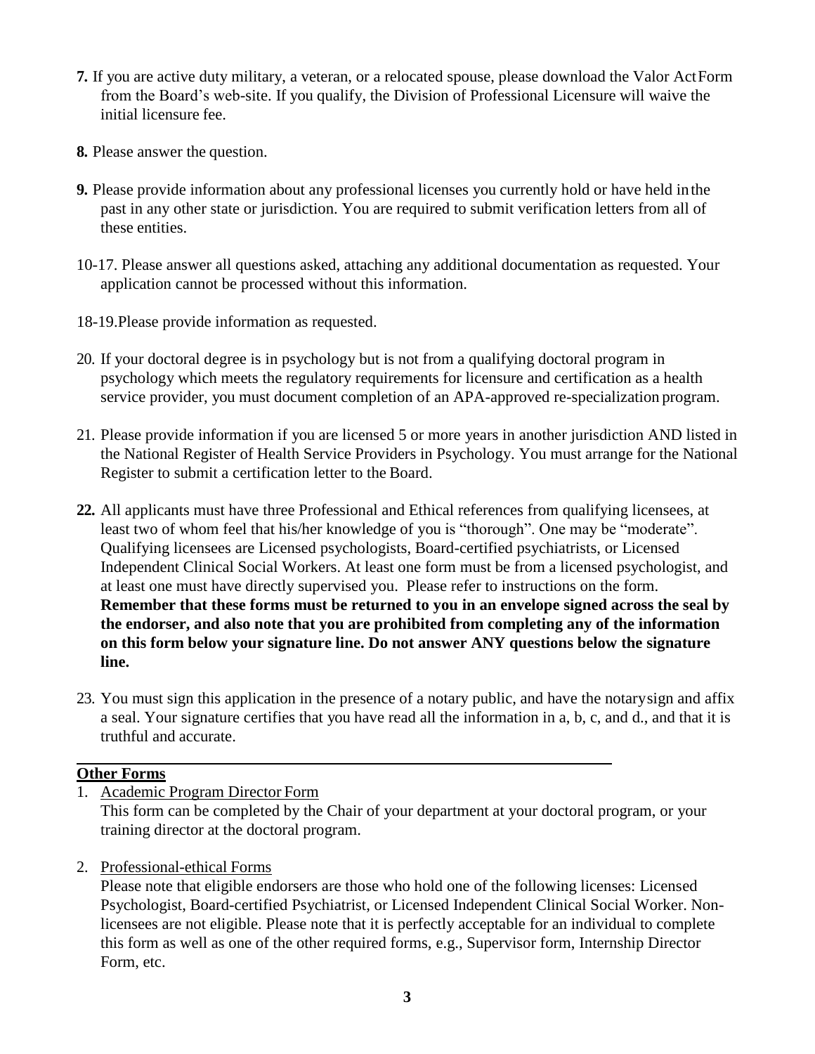**7.** If you are active duty military, a veteran, or a relocated spouse, please download the Valor Act Form from the Board's web-site. If you qualify, the Division of Professional Licensure will waive the initial licensure fee.

**8.** Please answer the question.

**9.** Please provide information about any professional licenses you currently hold or have held in the past in any other state or jurisdiction. You are required to submit verification letters from all of these entities.

10-17. Please answer all questions asked, attaching any additional documentation as requested. Your application cannot be processed without this information.

18-19. Please provide information as requested.

20. If your doctoral degree is in psychology but is not from a qualifying doctoral program in psychology which meets the regulatory requirements for licensure and certification as a health service provider, you must document completion of an APA-approved re-specialization program.

21. Please provide information if you are licensed 5 or more years in another jurisdiction AND listed in the National Register of Health Service Providers in Psychology. You must arrange for the National Register to submit a certification letter to the Board.

**22.** All applicants must have three Professional and Ethical references from qualifying licensees, at least two of whom feel that his/her knowledge of you is "thorough". One may be "moderate". Qualifying licensees are Licensed psychologists, Board-certified psychiatrists, or Licensed Independent Clinical Social Workers. At least one form must be from a licensed psychologist, and at least one must have directly supervised you. Please refer to instructions on the form. **Remember that these forms must be returned to you in an envelope signed across the seal by the endorser, and also note that you are prohibited from completing any of the information on this form below your signature line. Do not answer ANY questions below the signature line.**

23. You must sign this application in the presence of a notary public, and have the notary sign and affix a seal. Your signature certifies that you have read all the information in a, b, c, and d., and that it is truthful and accurate.

## Other Forms

1. Academic Program Director Form
   This form can be completed by the Chair of your department at your doctoral program, or your training director at the doctoral program.

2. Professional-ethical Forms
   Please note that eligible endorsers are those who hold one of the following licenses: Licensed Psychologist, Board-certified Psychiatrist, or Licensed Independent Clinical Social Worker. Non-licensees are not eligible. Please note that it is perfectly acceptable for an individual to complete this form as well as one of the other required forms, e.g., Supervisor form, Internship Director Form, etc.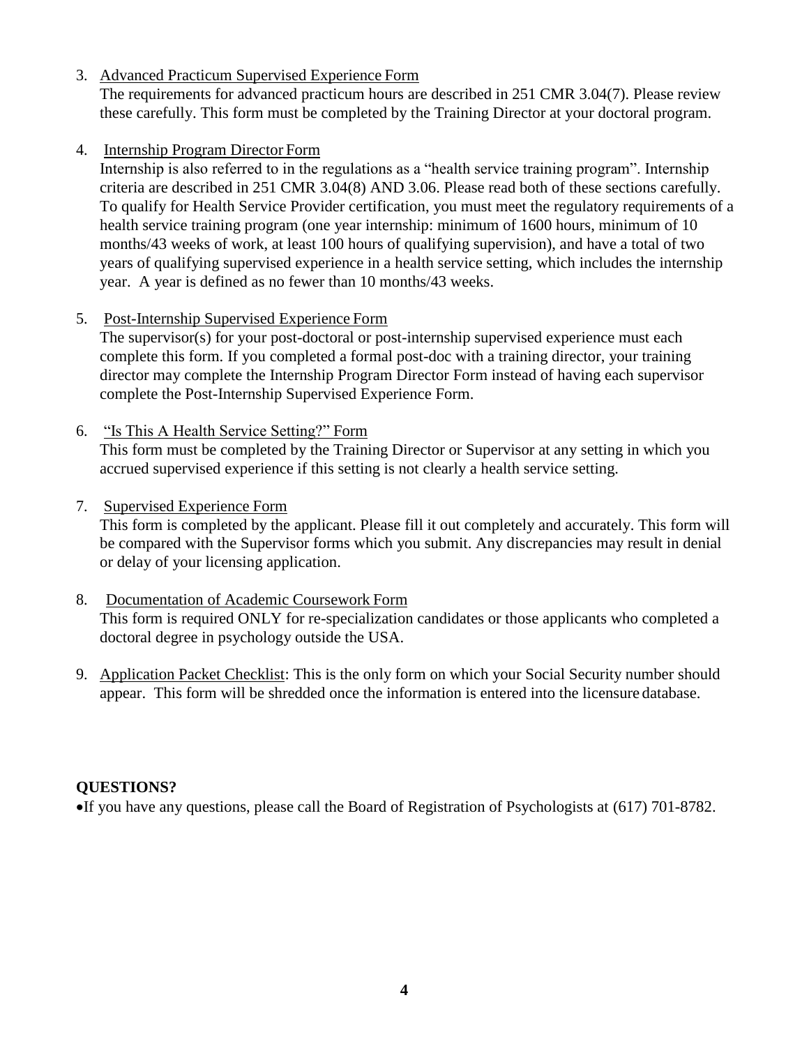3. <u>Advanced Practicum Supervised Experience Form</u>
   The requirements for advanced practicum hours are described in 251 CMR 3.04(7). Please review these carefully. This form must be completed by the Training Director at your doctoral program.

4. <u>Internship Program Director Form</u>
   Internship is also referred to in the regulations as a "health service training program". Internship criteria are described in 251 CMR 3.04(8) AND 3.06. Please read both of these sections carefully. To qualify for Health Service Provider certification, you must meet the regulatory requirements of a health service training program (one year internship: minimum of 1600 hours, minimum of 10 months/43 weeks of work, at least 100 hours of qualifying supervision), and have a total of two years of qualifying supervised experience in a health service setting, which includes the internship year. A year is defined as no fewer than 10 months/43 weeks.

5. <u>Post-Internship Supervised Experience Form</u>
   The supervisor(s) for your post-doctoral or post-internship supervised experience must each complete this form. If you completed a formal post-doc with a training director, your training director may complete the Internship Program Director Form instead of having each supervisor complete the Post-Internship Supervised Experience Form.

6. <u>"Is This A Health Service Setting?" Form</u>
   This form must be completed by the Training Director or Supervisor at any setting in which you accrued supervised experience if this setting is not clearly a health service setting.

7. <u>Supervised Experience Form</u>
   This form is completed by the applicant. Please fill it out completely and accurately. This form will be compared with the Supervisor forms which you submit. Any discrepancies may result in denial or delay of your licensing application.

8. <u>Documentation of Academic Coursework Form</u>
   This form is required ONLY for re-specialization candidates or those applicants who completed a doctoral degree in psychology outside the USA.

9. <u>Application Packet Checklist</u>: This is the only form on which your Social Security number should appear. This form will be shredded once the information is entered into the licensure database.

**QUESTIONS?**

- If you have any questions, please call the Board of Registration of Psychologists at (617) 701-8782.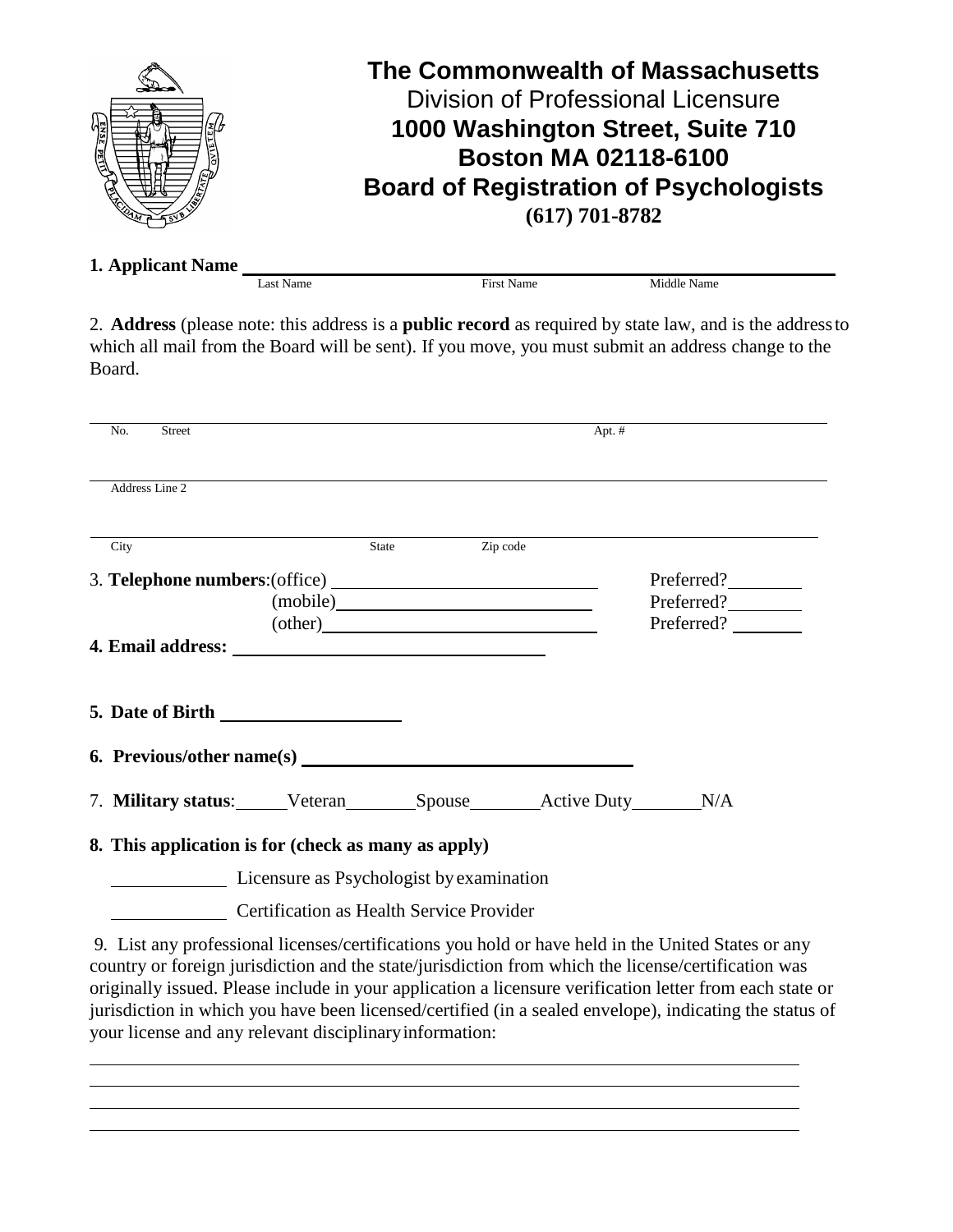# The Commonwealth of Massachusetts

Division of Professional Licensure

**1000 Washington Street, Suite 710**

**Boston MA 02118-6100**

**Board of Registration of Psychologists**

**(617) 701-8782**

**1. Applicant Name** ______________________________________________

Last Name First Name Middle Name

2. **Address** (please note: this address is a **public record** as required by state law, and is the address to which all mail from the Board will be sent). If you move, you must submit an address change to the Board.

______________________________________________

No. Street Apt. #

______________________________________________

Address Line 2

______________________________________________

City State Zip code

3. **Telephone numbers**:(office) ____________________ Preferred?________

(mobile)____________________ Preferred?________

(other)____________________ Preferred? ________

**4. Email address:** ____________________________

**5. Date of Birth** ________________

**6. Previous/other name(s)** ____________________________

7. **Military status**: _____Veteran_______Spouse_______Active Duty_______N/A

**8. This application is for (check as many as apply)**

__________ Licensure as Psychologist by examination

__________ Certification as Health Service Provider

9. List any professional licenses/certifications you hold or have held in the United States or any country or foreign jurisdiction and the state/jurisdiction from which the license/certification was originally issued. Please include in your application a licensure verification letter from each state or jurisdiction in which you have been licensed/certified (in a sealed envelope), indicating the status of your license and any relevant disciplinary information:

______________________________________________

______________________________________________

______________________________________________

______________________________________________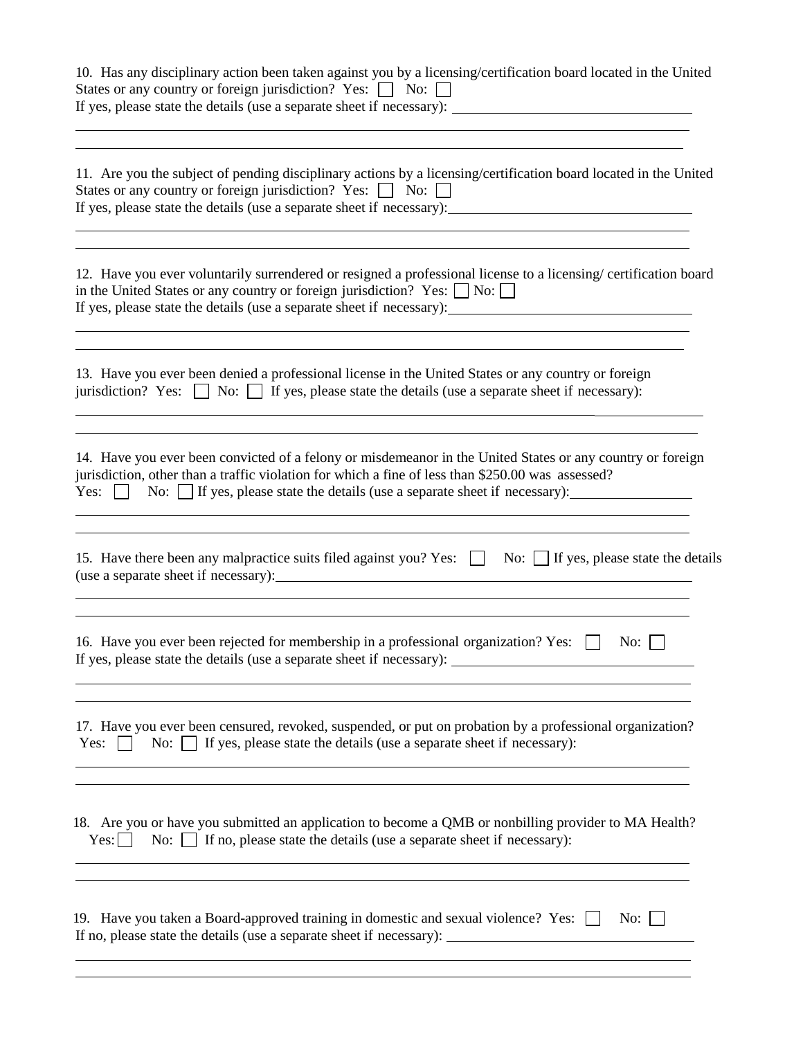10. Has any disciplinary action been taken against you by a licensing/certification board located in the United States or any country or foreign jurisdiction? Yes: ☐ No: ☐
If yes, please state the details (use a separate sheet if necessary): ______________________________

______________________________________________________________________________

______________________________________________________________________________

11. Are you the subject of pending disciplinary actions by a licensing/certification board located in the United States or any country or foreign jurisdiction? Yes: ☐ No: ☐
If yes, please state the details (use a separate sheet if necessary): ______________________________

______________________________________________________________________________

______________________________________________________________________________

12. Have you ever voluntarily surrendered or resigned a professional license to a licensing/ certification board in the United States or any country or foreign jurisdiction? Yes: ☐ No: ☐
If yes, please state the details (use a separate sheet if necessary): ______________________________

______________________________________________________________________________

______________________________________________________________________________

13. Have you ever been denied a professional license in the United States or any country or foreign jurisdiction? Yes: ☐ No: ☐ If yes, please state the details (use a separate sheet if necessary):

______________________________________________________________________________

______________________________________________________________________________

14. Have you ever been convicted of a felony or misdemeanor in the United States or any country or foreign jurisdiction, other than a traffic violation for which a fine of less than $250.00 was assessed?
Yes: ☐ No: ☐ If yes, please state the details (use a separate sheet if necessary): ________________

______________________________________________________________________________

______________________________________________________________________________

15. Have there been any malpractice suits filed against you? Yes: ☐ No: ☐ If yes, please state the details (use a separate sheet if necessary): ______________________________

______________________________________________________________________________

______________________________________________________________________________

16. Have you ever been rejected for membership in a professional organization? Yes: ☐ No: ☐
If yes, please state the details (use a separate sheet if necessary): ______________________________

______________________________________________________________________________

______________________________________________________________________________

17. Have you ever been censured, revoked, suspended, or put on probation by a professional organization?
Yes: ☐ No: ☐ If yes, please state the details (use a separate sheet if necessary):

______________________________________________________________________________

______________________________________________________________________________

18. Are you or have you submitted an application to become a QMB or nonbilling provider to MA Health?
Yes: ☐ No: ☐ If no, please state the details (use a separate sheet if necessary):

______________________________________________________________________________

______________________________________________________________________________

19. Have you taken a Board-approved training in domestic and sexual violence? Yes: ☐ No: ☐
If no, please state the details (use a separate sheet if necessary): ______________________________

______________________________________________________________________________

______________________________________________________________________________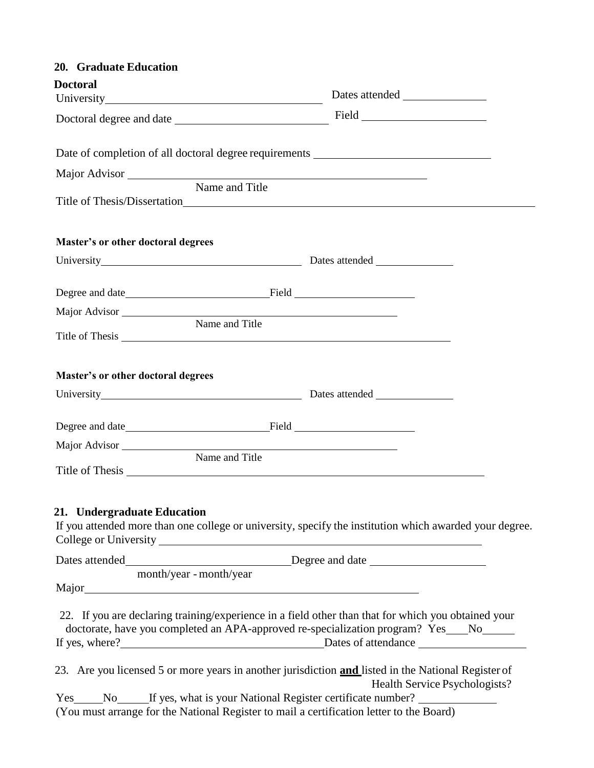## 20. Graduate Education

**Doctoral**

University\_\_\_\_\_\_\_\_\_\_\_\_\_\_\_\_\_\_\_\_\_\_\_\_\_\_\_\_\_\_\_\_\_\_\_\_\_\_ Dates attended \_\_\_\_\_\_\_\_\_\_\_\_\_\_\_

Doctoral degree and date \_\_\_\_\_\_\_\_\_\_\_\_\_\_\_\_\_\_\_\_\_\_\_\_\_\_\_ Field \_\_\_\_\_\_\_\_\_\_\_\_\_\_\_\_\_\_\_\_\_\_

Date of completion of all doctoral degree requirements \_\_\_\_\_\_\_\_\_\_\_\_\_\_\_\_\_\_\_\_\_\_\_\_\_\_\_\_\_\_\_

Major Advisor \_\_\_\_\_\_\_\_\_\_\_\_\_\_\_\_\_\_\_\_\_\_\_\_\_\_\_\_\_\_\_\_\_\_\_\_\_\_\_\_\_\_\_\_\_\_\_\_\_\_\_\_\_\_\_\_\_\_
Name and Title

Title of Thesis/Dissertation\_\_\_\_\_\_\_\_\_\_\_\_\_\_\_\_\_\_\_\_\_\_\_\_\_\_\_\_\_\_\_\_\_\_\_\_\_\_\_\_\_\_\_\_\_\_\_\_\_\_\_\_\_\_\_\_\_\_\_\_\_\_\_\_\_\_

**Master's or other doctoral degrees**

University\_\_\_\_\_\_\_\_\_\_\_\_\_\_\_\_\_\_\_\_\_\_\_\_\_\_\_\_\_\_\_\_\_\_\_\_\_\_ Dates attended \_\_\_\_\_\_\_\_\_\_\_\_\_\_\_

Degree and date\_\_\_\_\_\_\_\_\_\_\_\_\_\_\_\_\_\_\_\_\_\_\_\_\_\_\_Field \_\_\_\_\_\_\_\_\_\_\_\_\_\_\_\_\_\_\_\_\_\_

Major Advisor \_\_\_\_\_\_\_\_\_\_\_\_\_\_\_\_\_\_\_\_\_\_\_\_\_\_\_\_\_\_\_\_\_\_\_\_\_\_\_\_\_\_\_\_\_\_\_\_\_\_\_\_\_\_\_\_\_\_
Name and Title

Title of Thesis \_\_\_\_\_\_\_\_\_\_\_\_\_\_\_\_\_\_\_\_\_\_\_\_\_\_\_\_\_\_\_\_\_\_\_\_\_\_\_\_\_\_\_\_\_\_\_\_\_\_\_\_\_\_\_\_\_\_\_\_\_\_

**Master's or other doctoral degrees**

University\_\_\_\_\_\_\_\_\_\_\_\_\_\_\_\_\_\_\_\_\_\_\_\_\_\_\_\_\_\_\_\_\_\_\_\_\_\_ Dates attended \_\_\_\_\_\_\_\_\_\_\_\_\_\_\_

Degree and date\_\_\_\_\_\_\_\_\_\_\_\_\_\_\_\_\_\_\_\_\_\_\_\_\_\_\_Field \_\_\_\_\_\_\_\_\_\_\_\_\_\_\_\_\_\_\_\_\_\_

Major Advisor \_\_\_\_\_\_\_\_\_\_\_\_\_\_\_\_\_\_\_\_\_\_\_\_\_\_\_\_\_\_\_\_\_\_\_\_\_\_\_\_\_\_\_\_\_\_\_\_\_\_\_\_\_\_\_\_\_\_
Name and Title

Title of Thesis \_\_\_\_\_\_\_\_\_\_\_\_\_\_\_\_\_\_\_\_\_\_\_\_\_\_\_\_\_\_\_\_\_\_\_\_\_\_\_\_\_\_\_\_\_\_\_\_\_\_\_\_\_\_\_\_\_\_\_\_\_\_\_\_\_\_\_\_\_

## 21. Undergraduate Education

If you attended more than one college or university, specify the institution which awarded your degree.

College or University \_\_\_\_\_\_\_\_\_\_\_\_\_\_\_\_\_\_\_\_\_\_\_\_\_\_\_\_\_\_\_\_\_\_\_\_\_\_\_\_\_\_\_\_\_\_\_\_\_\_\_\_\_\_\_\_\_\_\_\_

Dates attended\_\_\_\_\_\_\_\_\_\_\_\_\_\_\_\_\_\_\_\_\_\_\_\_\_\_\_\_\_Degree and date \_\_\_\_\_\_\_\_\_\_\_\_\_\_\_\_\_\_\_\_\_
month/year - month/year

Major\_\_\_\_\_\_\_\_\_\_\_\_\_\_\_\_\_\_\_\_\_\_\_\_\_\_\_\_\_\_\_\_\_\_\_\_\_\_\_\_\_\_\_\_\_\_\_\_\_\_\_\_\_\_\_\_\_\_\_\_\_\_

22. If you are declaring training/experience in a field other than that for which you obtained your doctorate, have you completed an APA-approved re-specialization program? Yes\_\_\_\_No\_\_\_\_\_\_

If yes, where?\_\_\_\_\_\_\_\_\_\_\_\_\_\_\_\_\_\_\_\_\_\_\_\_\_\_\_\_\_\_\_\_\_\_\_\_\_\_Dates of attendance \_\_\_\_\_\_\_\_\_\_\_\_\_\_\_\_\_\_\_\_

23. Are you licensed 5 or more years in another jurisdiction **and** listed in the National Register of Health Service Psychologists?

Yes\_\_\_\_\_No\_\_\_\_\_If yes, what is your National Register certificate number? \_\_\_\_\_\_\_\_\_\_\_\_\_\_

(You must arrange for the National Register to mail a certification letter to the Board)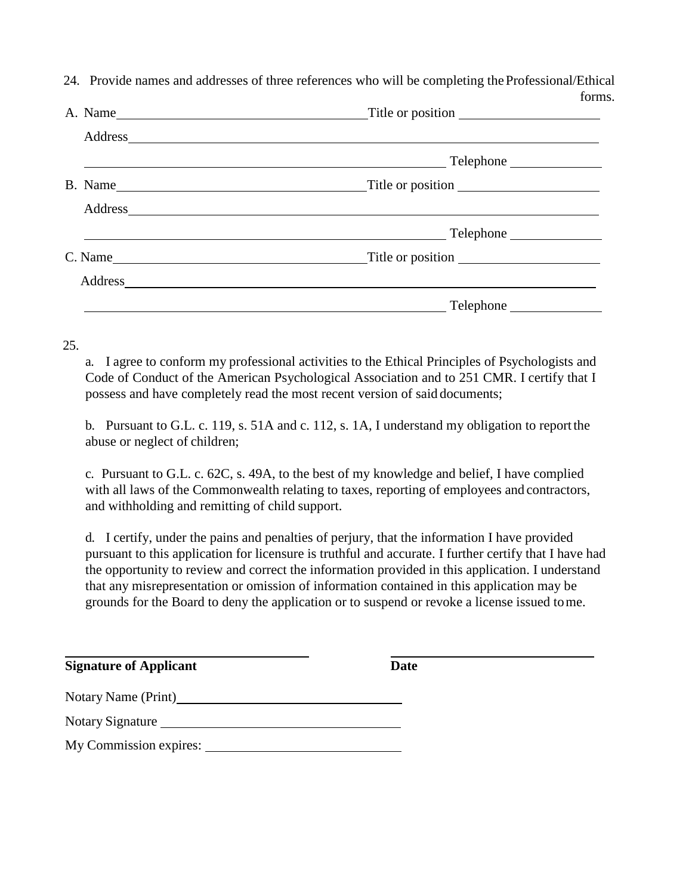24. Provide names and addresses of three references who will be completing the Professional/Ethical forms.

A. Name ______________________________ Title or position ____________________

Address ____________________________________________________________

____________________________________________ Telephone ______________

B. Name ______________________________ Title or position ____________________

Address ____________________________________________________________

____________________________________________ Telephone ______________

C. Name ______________________________ Title or position ____________________

Address ____________________________________________________________

____________________________________________ Telephone ______________

25.

a. I agree to conform my professional activities to the Ethical Principles of Psychologists and Code of Conduct of the American Psychological Association and to 251 CMR. I certify that I possess and have completely read the most recent version of said documents;

b. Pursuant to G.L. c. 119, s. 51A and c. 112, s. 1A, I understand my obligation to report the abuse or neglect of children;

c. Pursuant to G.L. c. 62C, s. 49A, to the best of my knowledge and belief, I have complied with all laws of the Commonwealth relating to taxes, reporting of employees and contractors, and withholding and remitting of child support.

d. I certify, under the pains and penalties of perjury, that the information I have provided pursuant to this application for licensure is truthful and accurate. I further certify that I have had the opportunity to review and correct the information provided in this application. I understand that any misrepresentation or omission of information contained in this application may be grounds for the Board to deny the application or to suspend or revoke a license issued to me.

______________________________ ______________________________

**Signature of Applicant** **Date**

Notary Name (Print) ______________________________

Notary Signature ______________________________

My Commission expires: ______________________________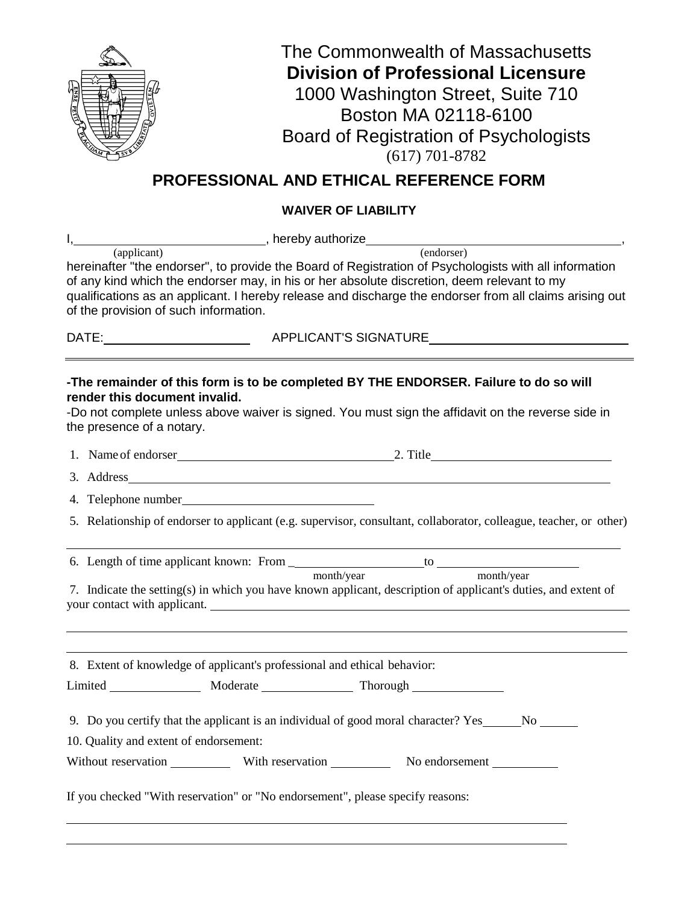The Commonwealth of Massachusetts
**Division of Professional Licensure**
1000 Washington Street, Suite 710
Boston MA 02118-6100
Board of Registration of Psychologists
(617) 701-8782

## PROFESSIONAL AND ETHICAL REFERENCE FORM

### WAIVER OF LIABILITY

I,______________________________, hereby authorize__________________________________________,
(applicant) (endorser)

hereinafter "the endorser", to provide the Board of Registration of Psychologists with all information of any kind which the endorser may, in his or her absolute discretion, deem relevant to my qualifications as an applicant. I hereby release and discharge the endorser from all claims arising out of the provision of such information.

DATE:______________________ APPLICANT'S SIGNATURE______________________________

---

**-The remainder of this form is to be completed BY THE ENDORSER. Failure to do so will render this document invalid.**

-Do not complete unless above waiver is signed. You must sign the affidavit on the reverse side in the presence of a notary.

1. Name of endorser____________________________________ 2. Title______________________________
2. Address__________________________________________________________________________
3. Telephone number________________________________
4. Relationship of endorser to applicant (e.g. supervisor, consultant, collaborator, colleague, teacher, or other)

____________________________________________________________________________________

6. Length of time applicant known: From ______________________ to ______________________
month/year month/year

7. Indicate the setting(s) in which you have known applicant, description of applicant's duties, and extent of your contact with applicant. ____________________________________________________________

____________________________________________________________________________________

____________________________________________________________________________________

8. Extent of knowledge of applicant's professional and ethical behavior:

Limited ________________ Moderate ________________ Thorough ________________

9. Do you certify that the applicant is an individual of good moral character? Yes______No ______

10. Quality and extent of endorsement:

Without reservation __________ With reservation __________ No endorsement __________

If you checked "With reservation" or "No endorsement", please specify reasons:

____________________________________________________________________________________

____________________________________________________________________________________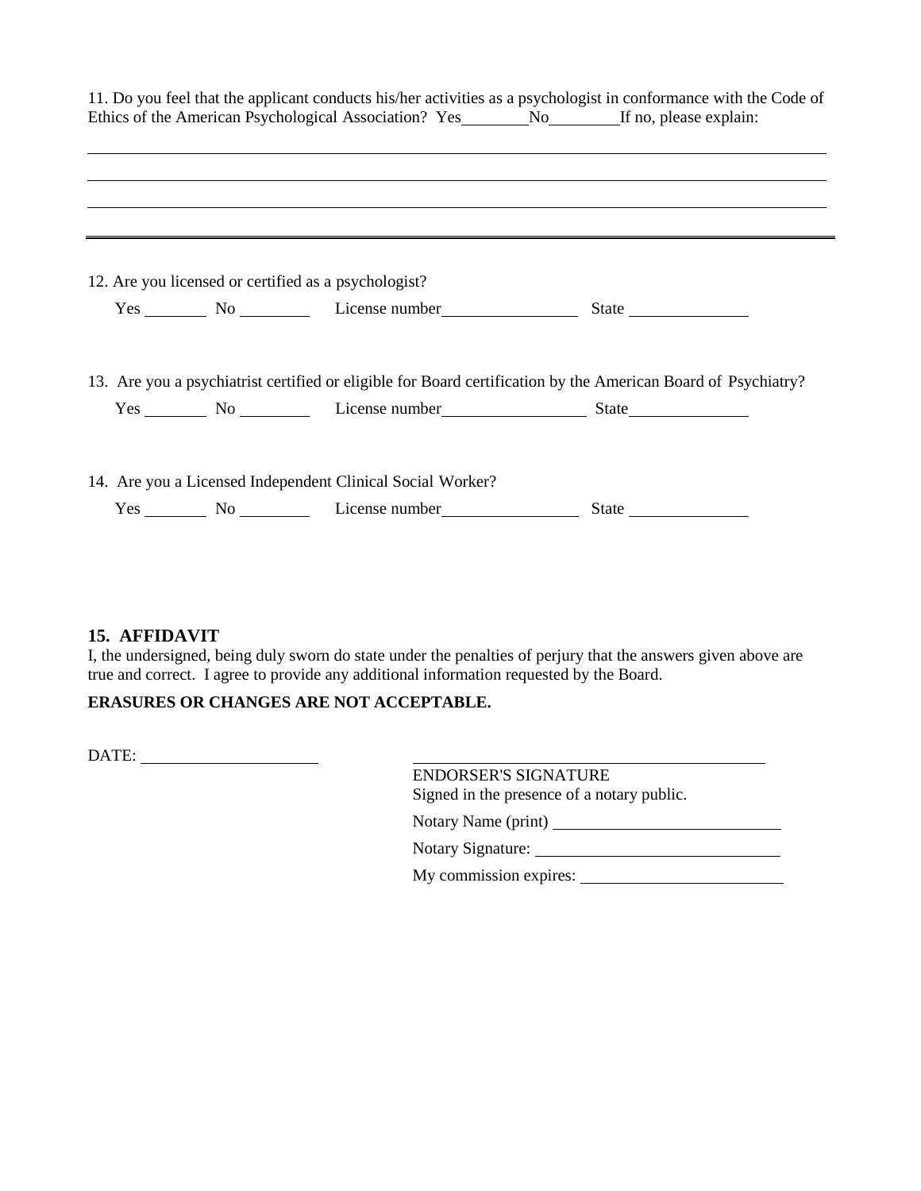11. Do you feel that the applicant conducts his/her activities as a psychologist in conformance with the Code of Ethics of the American Psychological Association? Yes________ No________ If no, please explain:

______________________________________________________________________________

______________________________________________________________________________

______________________________________________________________________________

---

12. Are you licensed or certified as a psychologist?

Yes ________ No ________ License number ________________ State ______________

13. Are you a psychiatrist certified or eligible for Board certification by the American Board of Psychiatry?

Yes ________ No ________ License number ________________ State ______________

14. Are you a Licensed Independent Clinical Social Worker?

Yes ________ No ________ License number ________________ State ______________

**15. AFFIDAVIT**

I, the undersigned, being duly sworn do state under the penalties of perjury that the answers given above are true and correct. I agree to provide any additional information requested by the Board.

**ERASURES OR CHANGES ARE NOT ACCEPTABLE.**

DATE: ____________________

____________________________________

ENDORSER'S SIGNATURE

Signed in the presence of a notary public.

Notary Name (print) ________________________

Notary Signature: ________________________

My commission expires: ________________________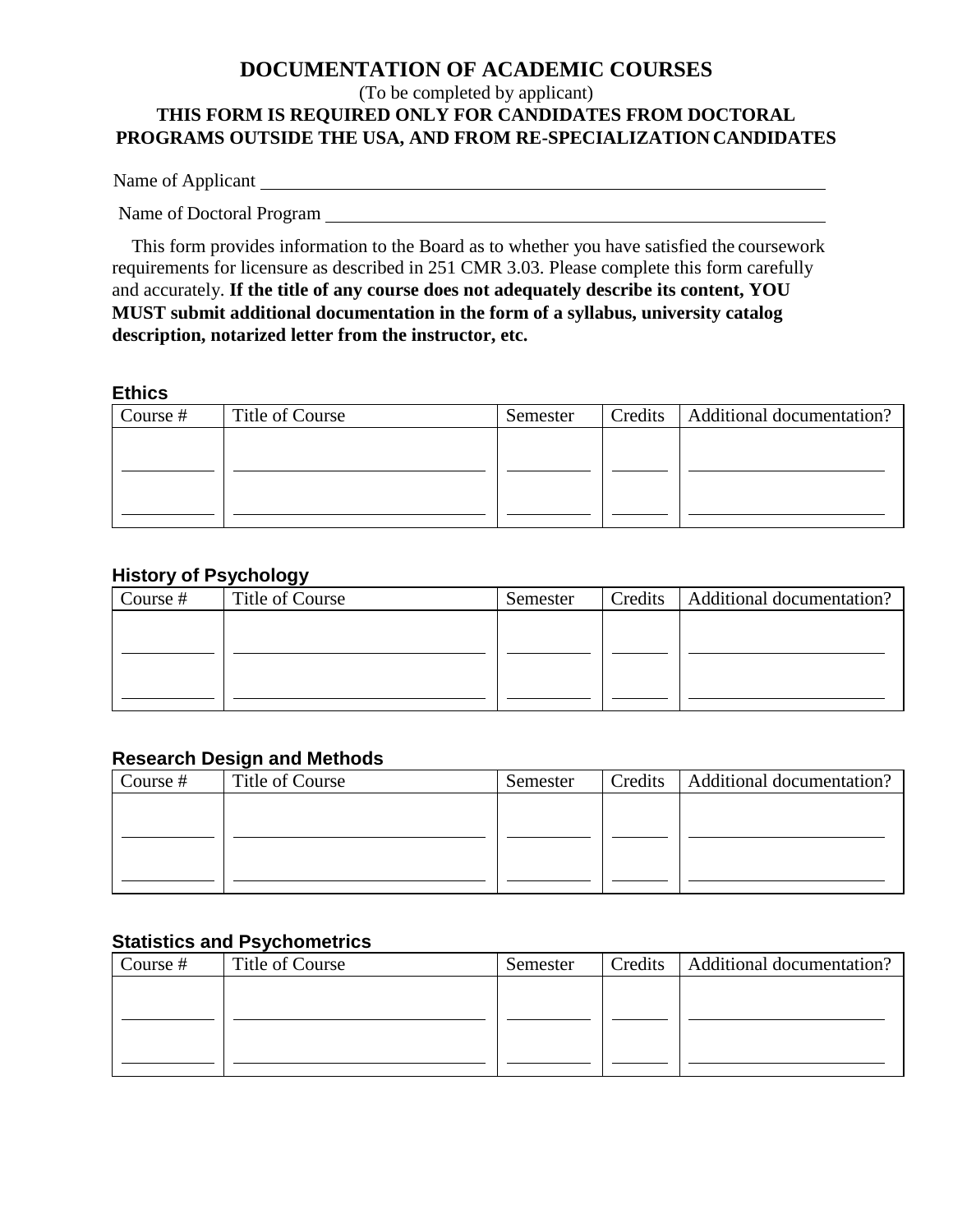# DOCUMENTATION OF ACADEMIC COURSES

(To be completed by applicant)

**THIS FORM IS REQUIRED ONLY FOR CANDIDATES FROM DOCTORAL PROGRAMS OUTSIDE THE USA, AND FROM RE-SPECIALIZATION CANDIDATES**

Name of Applicant ____________________________________________

Name of Doctoral Program ____________________________________________

This form provides information to the Board as to whether you have satisfied the coursework requirements for licensure as described in 251 CMR 3.03. Please complete this form carefully and accurately. **If the title of any course does not adequately describe its content, YOU MUST submit additional documentation in the form of a syllabus, university catalog description, notarized letter from the instructor, etc.**

### Ethics

| Course # | Title of Course | Semester | Credits | Additional documentation? |
| --- | --- | --- | --- | --- |
| ________ | ______________________ | ________ | _____ | __________________ |
| ________ | ______________________ | ________ | _____ | __________________ |

### History of Psychology

| Course # | Title of Course | Semester | Credits | Additional documentation? |
| --- | --- | --- | --- | --- |
| ________ | ______________________ | ________ | _____ | __________________ |
| ________ | ______________________ | ________ | _____ | __________________ |

### Research Design and Methods

| Course # | Title of Course | Semester | Credits | Additional documentation? |
| --- | --- | --- | --- | --- |
| ________ | ______________________ | ________ | _____ | __________________ |
| ________ | ______________________ | ________ | _____ | __________________ |

### Statistics and Psychometrics

| Course # | Title of Course | Semester | Credits | Additional documentation? |
| --- | --- | --- | --- | --- |
| ________ | ______________________ | ________ | _____ | __________________ |
| ________ | ______________________ | ________ | _____ | __________________ |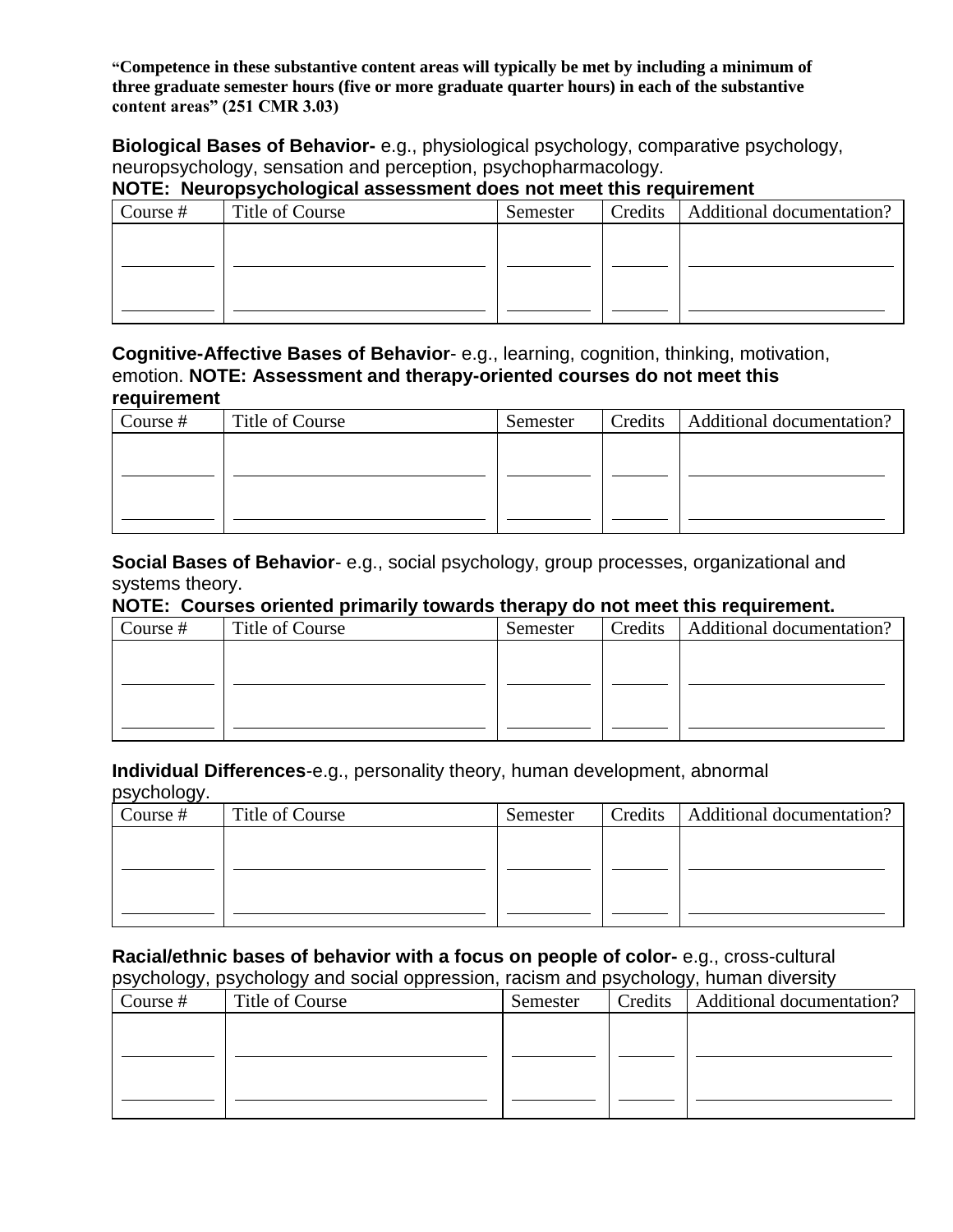**"Competence in these substantive content areas will typically be met by including a minimum of three graduate semester hours (five or more graduate quarter hours) in each of the substantive content areas" (251 CMR 3.03)**

**Biological Bases of Behavior-** e.g., physiological psychology, comparative psychology, neuropsychology, sensation and perception, psychopharmacology.
**NOTE: Neuropsychological assessment does not meet this requirement**

| Course # | Title of Course | Semester | Credits | Additional documentation? |
|---|---|---|---|---|
| ________ | ________________________ | ________ | _____ | ____________________ |
| ________ | ________________________ | ________ | _____ | ____________________ |

**Cognitive-Affective Bases of Behavior**- e.g., learning, cognition, thinking, motivation, emotion. **NOTE: Assessment and therapy-oriented courses do not meet this requirement**

| Course # | Title of Course | Semester | Credits | Additional documentation? |
|---|---|---|---|---|
| ________ | ________________________ | ________ | _____ | ____________________ |
| ________ | ________________________ | ________ | _____ | ____________________ |

**Social Bases of Behavior**- e.g., social psychology, group processes, organizational and systems theory.
**NOTE: Courses oriented primarily towards therapy do not meet this requirement.**

| Course # | Title of Course | Semester | Credits | Additional documentation? |
|---|---|---|---|---|
| ________ | ________________________ | ________ | _____ | ____________________ |
| ________ | ________________________ | ________ | _____ | ____________________ |

**Individual Differences**-e.g., personality theory, human development, abnormal psychology.

| Course # | Title of Course | Semester | Credits | Additional documentation? |
|---|---|---|---|---|
| ________ | ________________________ | ________ | _____ | ____________________ |
| ________ | ________________________ | ________ | _____ | ____________________ |

**Racial/ethnic bases of behavior with a focus on people of color-** e.g., cross-cultural psychology, psychology and social oppression, racism and psychology, human diversity

| Course # | Title of Course | Semester | Credits | Additional documentation? |
|---|---|---|---|---|
| ________ | ________________________ | ________ | _____ | ____________________ |
| ________ | ________________________ | ________ | _____ | ____________________ |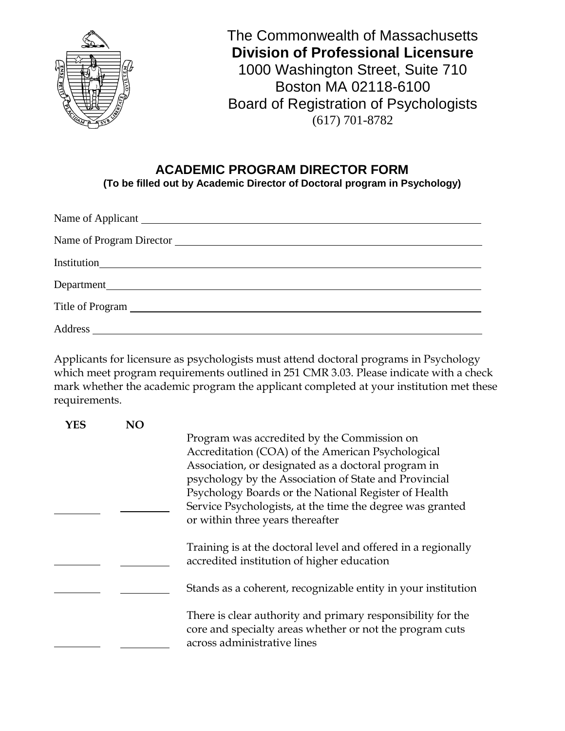The Commonwealth of Massachusetts
**Division of Professional Licensure**
1000 Washington Street, Suite 710
Boston MA 02118-6100
Board of Registration of Psychologists
(617) 701-8782

## ACADEMIC PROGRAM DIRECTOR FORM

**(To be filled out by Academic Director of Doctoral program in Psychology)**

Name of Applicant ______________________________________________

Name of Program Director ______________________________________________

Institution ______________________________________________

Department ______________________________________________

Title of Program ______________________________________________

Address ______________________________________________

Applicants for licensure as psychologists must attend doctoral programs in Psychology which meet program requirements outlined in 251 CMR 3.03. Please indicate with a check mark whether the academic program the applicant completed at your institution met these requirements.

| YES | NO | |
|---|---|---|
| ________ | ________ | Program was accredited by the Commission on Accreditation (COA) of the American Psychological Association, or designated as a doctoral program in psychology by the Association of State and Provincial Psychology Boards or the National Register of Health Service Psychologists, at the time the degree was granted or within three years thereafter |
| ________ | ________ | Training is at the doctoral level and offered in a regionally accredited institution of higher education |
| ________ | ________ | Stands as a coherent, recognizable entity in your institution |
| ________ | ________ | There is clear authority and primary responsibility for the core and specialty areas whether or not the program cuts across administrative lines |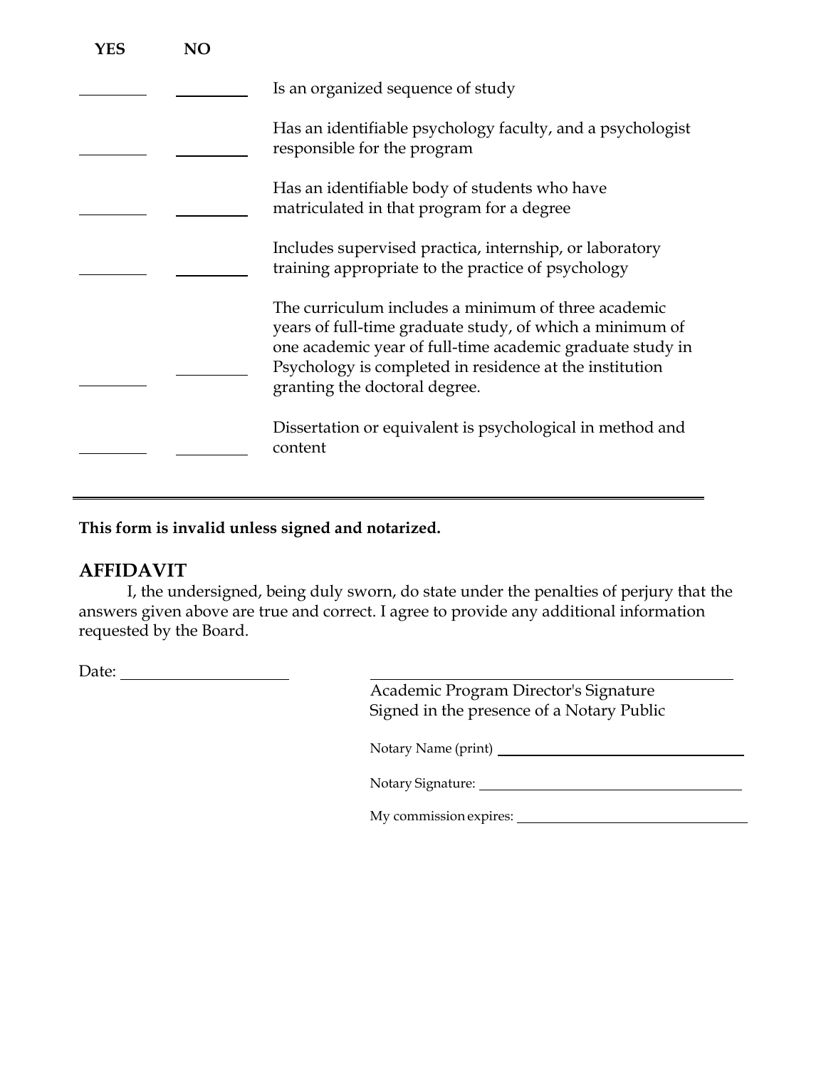| YES | NO | |
|---|---|---|
| ________ | ________ | Is an organized sequence of study |
| ________ | ________ | Has an identifiable psychology faculty, and a psychologist responsible for the program |
| ________ | ________ | Has an identifiable body of students who have matriculated in that program for a degree |
| ________ | ________ | Includes supervised practica, internship, or laboratory training appropriate to the practice of psychology |
| ________ | ________ | The curriculum includes a minimum of three academic years of full-time graduate study, of which a minimum of one academic year of full-time academic graduate study in Psychology is completed in residence at the institution granting the doctoral degree. |
| ________ | ________ | Dissertation or equivalent is psychological in method and content |

---

**This form is invalid unless signed and notarized.**

## AFFIDAVIT

I, the undersigned, being duly sworn, do state under the penalties of perjury that the answers given above are true and correct. I agree to provide any additional information requested by the Board.

Date: ____________________

______________________________________
Academic Program Director's Signature
Signed in the presence of a Notary Public

Notary Name (print) ______________________________

Notary Signature: ______________________________

My commission expires: ______________________________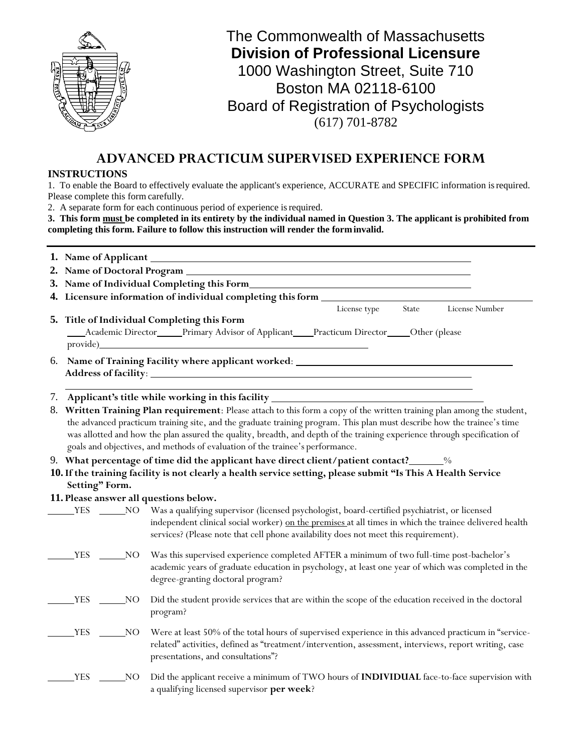The Commonwealth of Massachusetts
**Division of Professional Licensure**
1000 Washington Street, Suite 710
Boston MA 02118-6100
Board of Registration of Psychologists
(617) 701-8782

# ADVANCED PRACTICUM SUPERVISED EXPERIENCE FORM

**INSTRUCTIONS**

1. To enable the Board to effectively evaluate the applicant's experience, ACCURATE and SPECIFIC information is required. Please complete this form carefully.
2. A separate form for each continuous period of experience is required.
3. **This form must be completed in its entirety by the individual named in Question 3. The applicant is prohibited from completing this form. Failure to follow this instruction will render the form invalid.**

---

1. **Name of Applicant** ______________________________
2. **Name of Doctoral Program** ______________________________
3. **Name of Individual Completing this Form** ______________________________
4. **Licensure information of individual completing this form** ______________________________
   License type State License Number
5. **Title of Individual Completing this Form**
   ____Academic Director_____Primary Advisor of Applicant____Practicum Director_____Other (please provide)______________________________
6. **Name of Training Facility where applicant worked**: ______________________________
   **Address of facility**: ______________________________
   ______________________________
7. **Applicant's title while working in this facility** ______________________________
8. **Written Training Plan requirement**: Please attach to this form a copy of the written training plan among the student, the advanced practicum training site, and the graduate training program. This plan must describe how the trainee's time was allotted and how the plan assured the quality, breadth, and depth of the training experience through specification of goals and objectives, and methods of evaluation of the trainee's performance.
9. **What percentage of time did the applicant have direct client/patient contact?**______%
10. **If the training facility is not clearly a health service setting, please submit "Is This A Health Service Setting" Form.**
11. **Please answer all questions below.**

_____YES _____NO Was a qualifying supervisor (licensed psychologist, board-certified psychiatrist, or licensed independent clinical social worker) on the premises at all times in which the trainee delivered health services? (Please note that cell phone availability does not meet this requirement).

_____YES _____NO Was this supervised experience completed AFTER a minimum of two full-time post-bachelor's academic years of graduate education in psychology, at least one year of which was completed in the degree-granting doctoral program?

_____YES _____NO Did the student provide services that are within the scope of the education received in the doctoral program?

_____YES _____NO Were at least 50% of the total hours of supervised experience in this advanced practicum in "service-related" activities, defined as "treatment/intervention, assessment, interviews, report writing, case presentations, and consultations"?

_____YES _____NO Did the applicant receive a minimum of TWO hours of **INDIVIDUAL** face-to-face supervision with a qualifying licensed supervisor **per week**?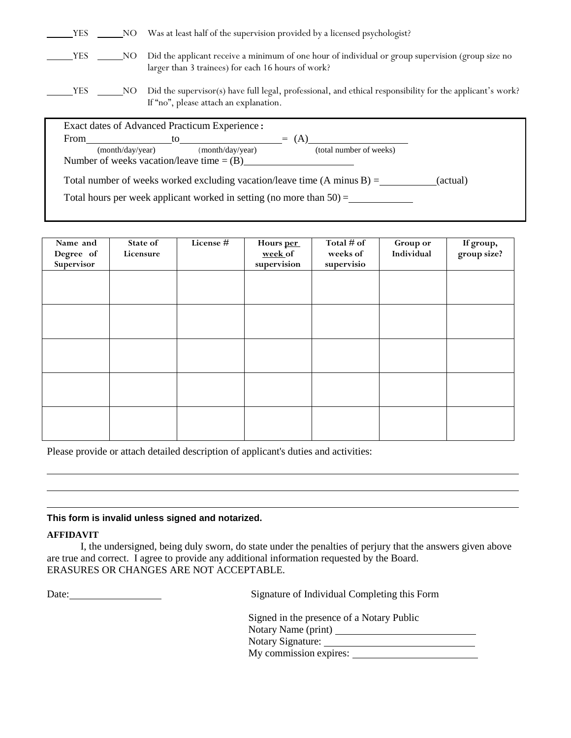_____YES _____NO Was at least half of the supervision provided by a licensed psychologist?

_____YES _____NO Did the applicant receive a minimum of one hour of individual or group supervision (group size no larger than 3 trainees) for each 16 hours of work?

_____YES _____NO Did the supervisor(s) have full legal, professional, and ethical responsibility for the applicant's work? If "no", please attach an explanation.

Exact dates of Advanced Practicum Experience:

From_______________ to_________________ = (A)_________________
(month/day/year) (month/day/year) (total number of weeks)

Number of weeks vacation/leave time = (B)___________________

Total number of weeks worked excluding vacation/leave time (A minus B) = __________ (actual)

Total hours per week applicant worked in setting (no more than 50) = ___________

| Name and Degree of Supervisor | State of Licensure | License # | Hours per week of supervision | Total # of weeks of supervisio | Group or Individual | If group, group size? |
|---|---|---|---|---|---|---|
| | | | | | | |
| | | | | | | |
| | | | | | | |
| | | | | | | |
| | | | | | | |

Please provide or attach detailed description of applicant's duties and activities:

_______________________________________________________________________________

_______________________________________________________________________________

_______________________________________________________________________________

**This form is invalid unless signed and notarized.**

**AFFIDAVIT**

I, the undersigned, being duly sworn, do state under the penalties of perjury that the answers given above are true and correct. I agree to provide any additional information requested by the Board.
ERASURES OR CHANGES ARE NOT ACCEPTABLE.

Date:_______________ Signature of Individual Completing this Form

Signed in the presence of a Notary Public
Notary Name (print) ________________________
Notary Signature: ________________________
My commission expires: ________________________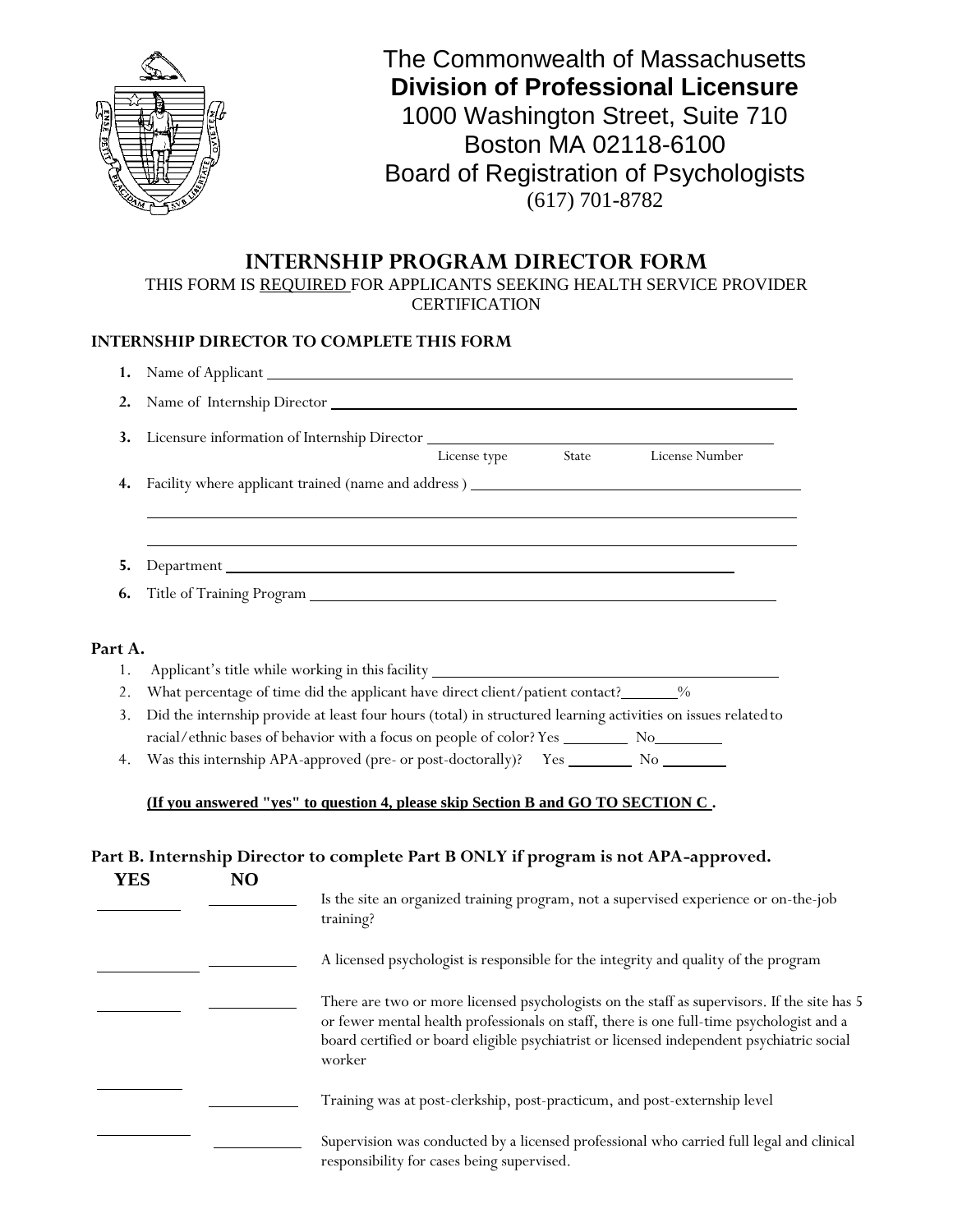The Commonwealth of Massachusetts
**Division of Professional Licensure**
1000 Washington Street, Suite 710
Boston MA 02118-6100
Board of Registration of Psychologists
(617) 701-8782

# INTERNSHIP PROGRAM DIRECTOR FORM

THIS FORM IS REQUIRED FOR APPLICANTS SEEKING HEALTH SERVICE PROVIDER CERTIFICATION

**INTERNSHIP DIRECTOR TO COMPLETE THIS FORM**

1. Name of Applicant ______________________________
2. Name of Internship Director ______________________________
3. Licensure information of Internship Director ______________________________
   License type   State   License Number
4. Facility where applicant trained (name and address ) ______________________________
   ______________________________
   ______________________________
5. Department ______________________________
6. Title of Training Program ______________________________

**Part A.**

1. Applicant's title while working in this facility ______________________________
2. What percentage of time did the applicant have direct client/patient contact?_______%
3. Did the internship provide at least four hours (total) in structured learning activities on issues related to racial/ethnic bases of behavior with a focus on people of color? Yes ________ No________
4. Was this internship APA-approved (pre- or post-doctorally)? Yes ________ No ________

**(If you answered "yes" to question 4, please skip Section B and GO TO SECTION C .**

**Part B. Internship Director to complete Part B ONLY if program is not APA-approved.**

| YES | NO | |
|---|---|---|
| ________ | ________ | Is the site an organized training program, not a supervised experience or on-the-job training? |
| ________ | ________ | A licensed psychologist is responsible for the integrity and quality of the program |
| ________ | ________ | There are two or more licensed psychologists on the staff as supervisors. If the site has 5 or fewer mental health professionals on staff, there is one full-time psychologist and a board certified or board eligible psychiatrist or licensed independent psychiatric social worker |
| ________ | ________ | Training was at post-clerkship, post-practicum, and post-externship level |
| ________ | ________ | Supervision was conducted by a licensed professional who carried full legal and clinical responsibility for cases being supervised. |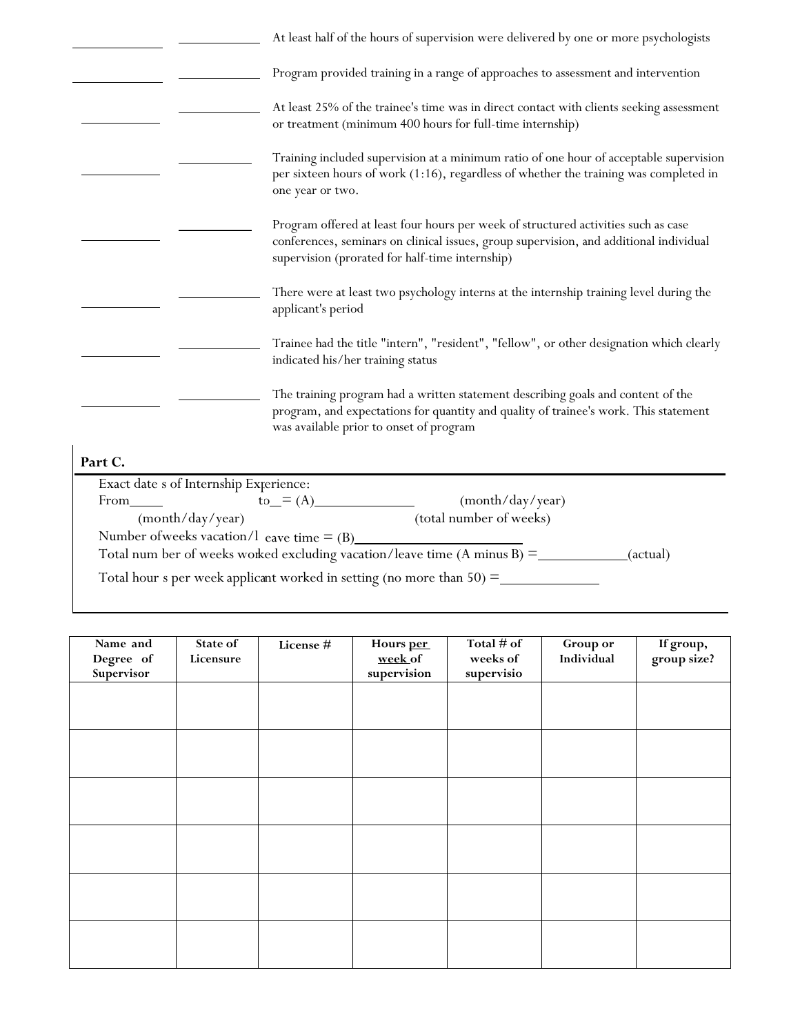_____________ _____________ At least half of the hours of supervision were delivered by one or more psychologists

_____________ _____________ Program provided training in a range of approaches to assessment and intervention

_____________ _____________ At least 25% of the trainee's time was in direct contact with clients seeking assessment or treatment (minimum 400 hours for full-time internship)

_____________ _____________ Training included supervision at a minimum ratio of one hour of acceptable supervision per sixteen hours of work (1:16), regardless of whether the training was completed in one year or two.

_____________ _____________ Program offered at least four hours per week of structured activities such as case conferences, seminars on clinical issues, group supervision, and additional individual supervision (prorated for half-time internship)

_____________ _____________ There were at least two psychology interns at the internship training level during the applicant's period

_____________ _____________ Trainee had the title "intern", "resident", "fellow", or other designation which clearly indicated his/her training status

_____________ _____________ The training program had a written statement describing goals and content of the program, and expectations for quantity and quality of trainee's work. This statement was available prior to onset of program

**Part C.**

Exact dates of Internship Experience:

From_____ (month/day/year) to__ (month/day/year) = (A)_____________ (total number of weeks)

Number of weeks vacation/leave time = (B)______________________

Total number of weeks worked excluding vacation/leave time (A minus B) =____________(actual)

Total hours per week applicant worked in setting (no more than 50) =_____________

| Name and Degree of Supervisor | State of Licensure | License # | Hours per week of supervision | Total # of weeks of supervisio | Group or Individual | If group, group size? |
|---|---|---|---|---|---|---|
| | | | | | | |
| | | | | | | |
| | | | | | | |
| | | | | | | |
| | | | | | | |
| | | | | | | |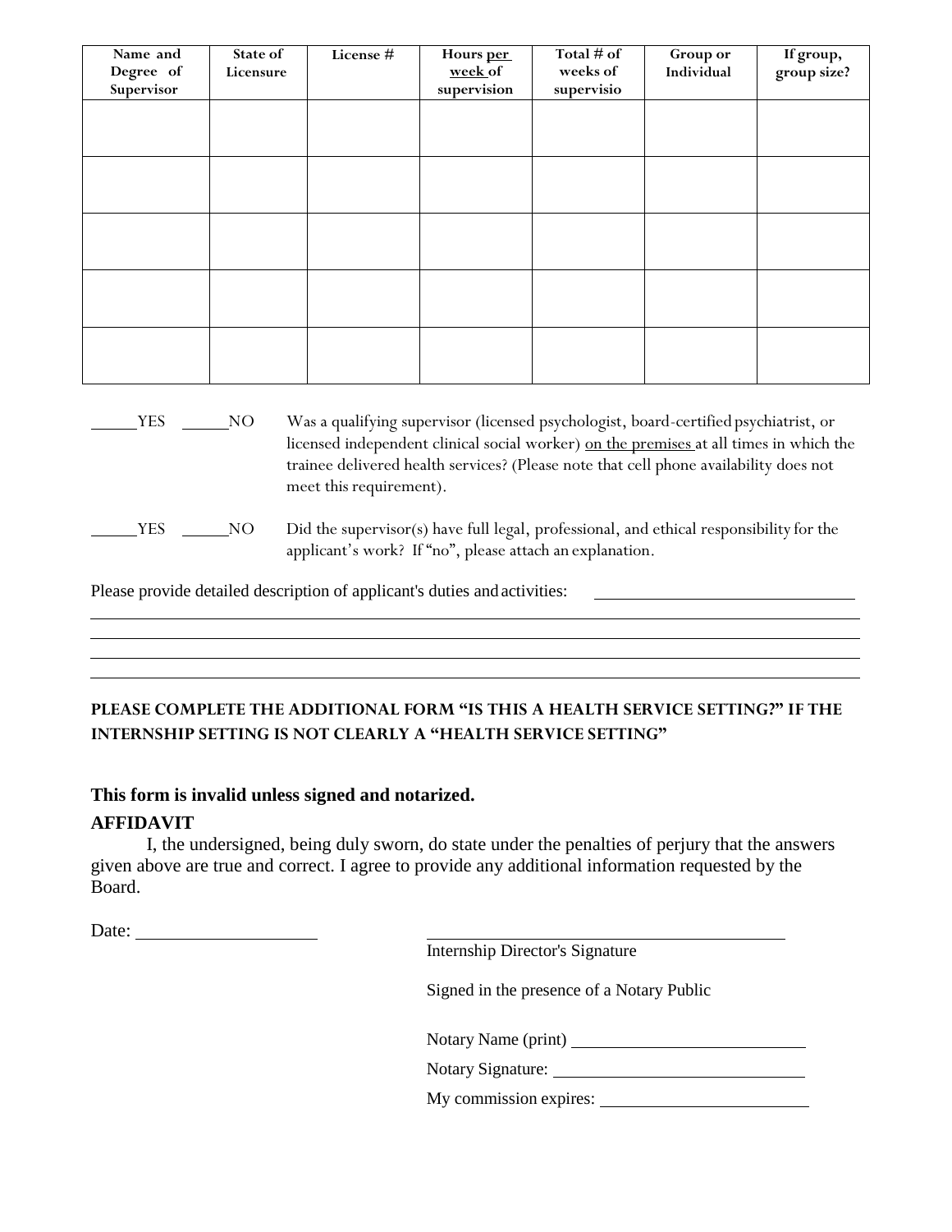| Name and Degree of Supervisor | State of Licensure | License # | Hours per week of supervision | Total # of weeks of supervisio | Group or Individual | If group, group size? |
|---|---|---|---|---|---|---|
| | | | | | | |
| | | | | | | |
| | | | | | | |
| | | | | | | |
| | | | | | | |

_____YES _____NO Was a qualifying supervisor (licensed psychologist, board-certified psychiatrist, or licensed independent clinical social worker) <u>on the premises</u> at all times in which the trainee delivered health services? (Please note that cell phone availability does not meet this requirement).

_____YES _____NO Did the supervisor(s) have full legal, professional, and ethical responsibility for the applicant's work? If "no", please attach an explanation.

Please provide detailed description of applicant's duties and activities: ______________________________

________________________________________________________________________________

________________________________________________________________________________

________________________________________________________________________________

________________________________________________________________________________

**PLEASE COMPLETE THE ADDITIONAL FORM "IS THIS A HEALTH SERVICE SETTING?" IF THE INTERNSHIP SETTING IS NOT CLEARLY A "HEALTH SERVICE SETTING"**

**This form is invalid unless signed and notarized.**

**AFFIDAVIT**

I, the undersigned, being duly sworn, do state under the penalties of perjury that the answers given above are true and correct. I agree to provide any additional information requested by the Board.

Date: ____________________

________________________________________
Internship Director's Signature

Signed in the presence of a Notary Public

Notary Name (print) ____________________________

Notary Signature: ____________________________

My commission expires: ____________________________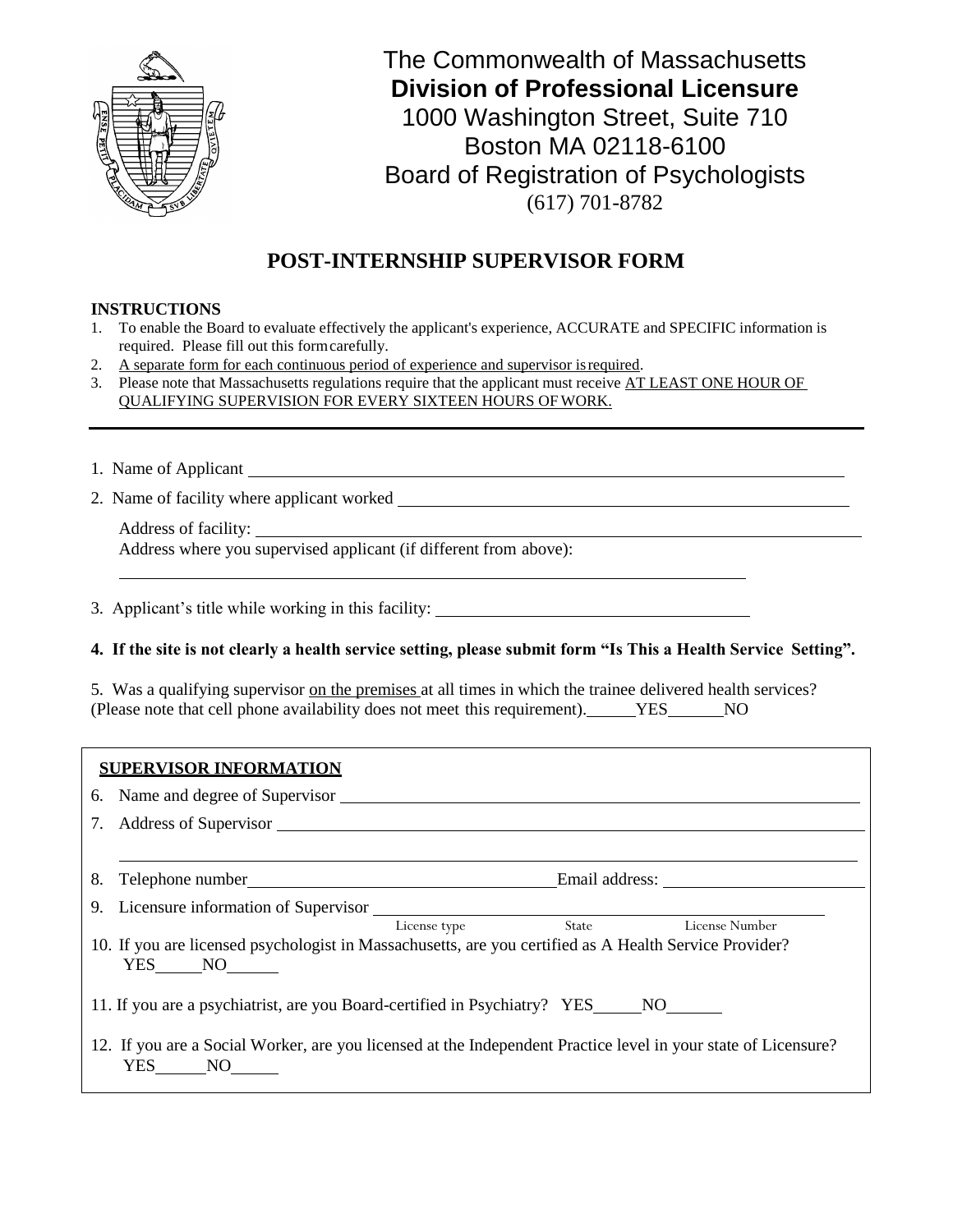The Commonwealth of Massachusetts
**Division of Professional Licensure**
1000 Washington Street, Suite 710
Boston MA 02118-6100
Board of Registration of Psychologists
(617) 701-8782

# POST-INTERNSHIP SUPERVISOR FORM

**INSTRUCTIONS**

1. To enable the Board to evaluate effectively the applicant's experience, ACCURATE and SPECIFIC information is required. Please fill out this form carefully.
2. A separate form for each continuous period of experience and supervisor is required.
3. Please note that Massachusetts regulations require that the applicant must receive AT LEAST ONE HOUR OF QUALIFYING SUPERVISION FOR EVERY SIXTEEN HOURS OF WORK.

---

1. Name of Applicant ______________________________

2. Name of facility where applicant worked ______________________________

   Address of facility: ______________________________

   Address where you supervised applicant (if different from above):

   ______________________________

3. Applicant's title while working in this facility: ______________________________

**4. If the site is not clearly a health service setting, please submit form "Is This a Health Service Setting".**

5. Was a qualifying supervisor on the premises at all times in which the trainee delivered health services? (Please note that cell phone availability does not meet this requirement). ______YES______NO

**SUPERVISOR INFORMATION**

6. Name and degree of Supervisor ______________________________

7. Address of Supervisor ______________________________

   ______________________________

8. Telephone number ______________________________ Email address: ______________________________

9. Licensure information of Supervisor ______________________________

   License type State License Number

10. If you are licensed psychologist in Massachusetts, are you certified as A Health Service Provider? YES______NO______

11. If you are a psychiatrist, are you Board-certified in Psychiatry? YES______NO______

12. If you are a Social Worker, are you licensed at the Independent Practice level in your state of Licensure? YES______NO______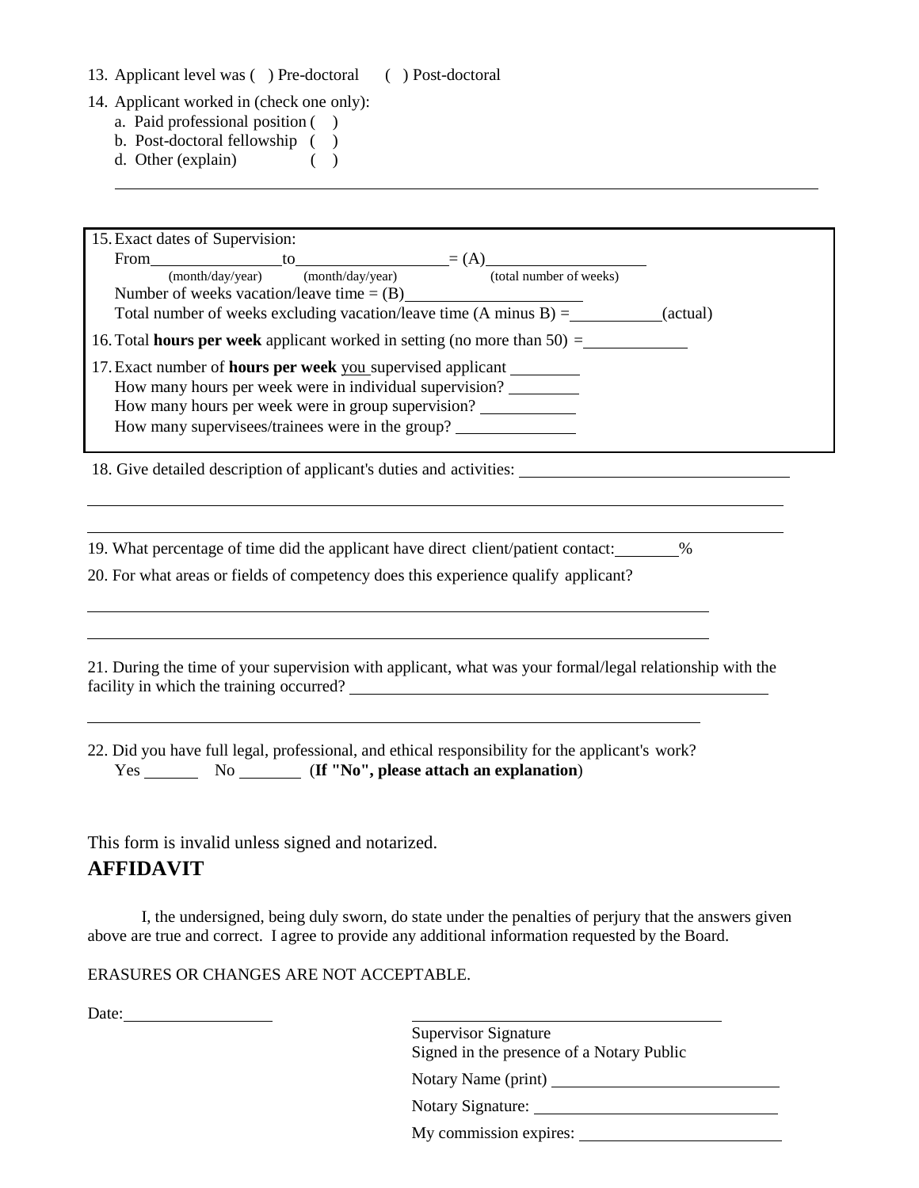13. Applicant level was ( ) Pre-doctoral ( ) Post-doctoral

14. Applicant worked in (check one only):
   a. Paid professional position ( )
   b. Post-doctoral fellowship ( )
   d. Other (explain) ( )

   ______________________________________________________________________

15. Exact dates of Supervision:
   From ______________ to ________________ = (A) __________________
   (month/day/year) (month/day/year) (total number of weeks)
   Number of weeks vacation/leave time = (B) __________________
   Total number of weeks excluding vacation/leave time (A minus B) = __________ (actual)

16. Total **hours per week** applicant worked in setting (no more than 50) = ___________

17. Exact number of **hours per week** you supervised applicant ________
   How many hours per week were in individual supervision? ________
   How many hours per week were in group supervision? __________
   How many supervisees/trainees were in the group? _____________

18. Give detailed description of applicant's duties and activities: ______________________________

______________________________________________________________________

______________________________________________________________________

19. What percentage of time did the applicant have direct client/patient contact: _______%

20. For what areas or fields of competency does this experience qualify applicant?

______________________________________________________________________

______________________________________________________________________

21. During the time of your supervision with applicant, what was your formal/legal relationship with the facility in which the training occurred? ______________________________________________

______________________________________________________________________

22. Did you have full legal, professional, and ethical responsibility for the applicant's work?
   Yes ______ No _______ (**If "No", please attach an explanation**)

This form is invalid unless signed and notarized.

## AFFIDAVIT

I, the undersigned, being duly sworn, do state under the penalties of perjury that the answers given above are true and correct. I agree to provide any additional information requested by the Board.

ERASURES OR CHANGES ARE NOT ACCEPTABLE.

Date: _________________

____________________________________
Supervisor Signature
Signed in the presence of a Notary Public

Notary Name (print) __________________________

Notary Signature: ____________________________

My commission expires: _______________________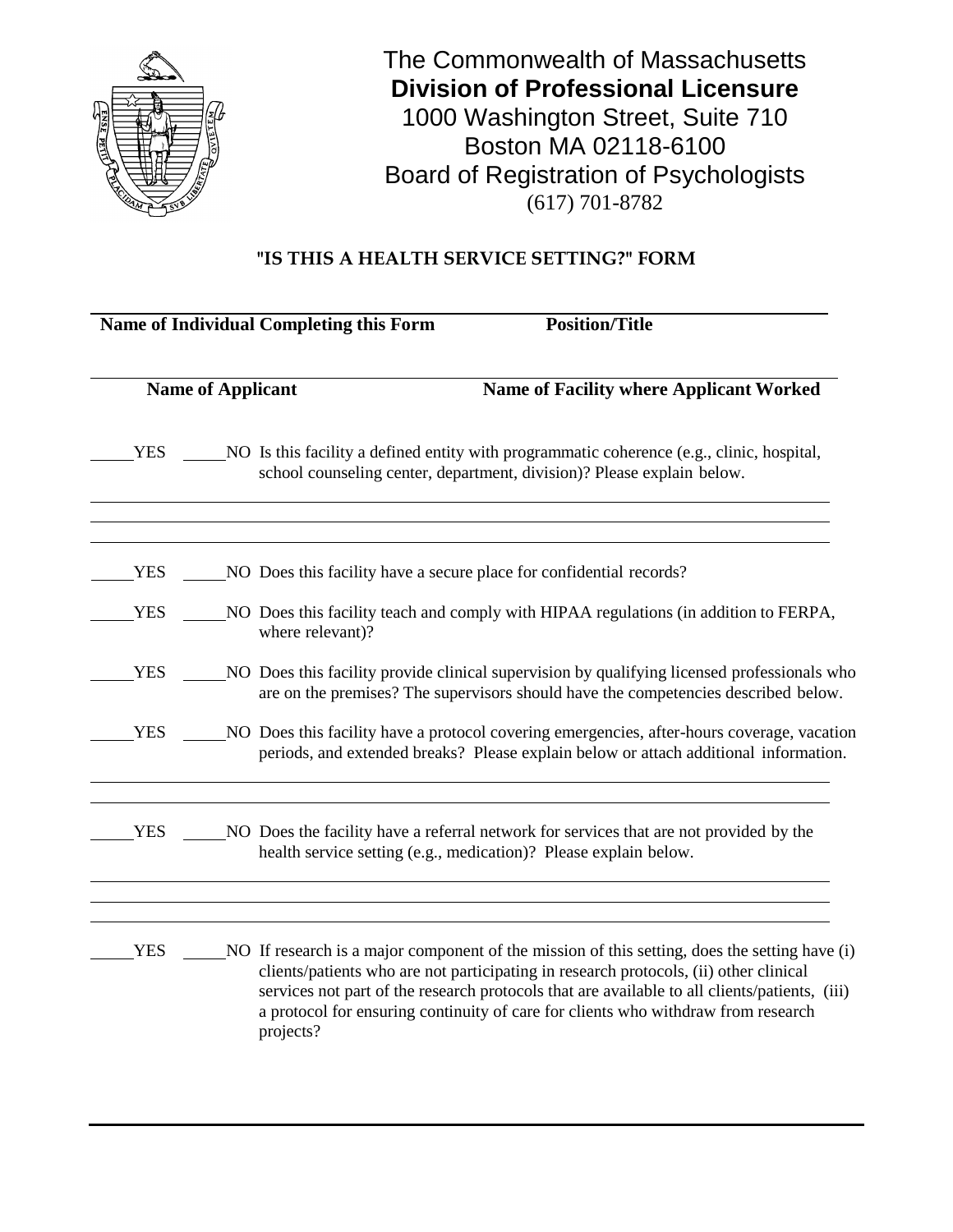The Commonwealth of Massachusetts
**Division of Professional Licensure**
1000 Washington Street, Suite 710
Boston MA 02118-6100
Board of Registration of Psychologists
(617) 701-8782

## "IS THIS A HEALTH SERVICE SETTING?" FORM

**Name of Individual Completing this Form** **Position/Title**

**Name of Applicant** **Name of Facility where Applicant Worked**

_____YES _____NO Is this facility a defined entity with programmatic coherence (e.g., clinic, hospital, school counseling center, department, division)? Please explain below.

_____YES _____NO Does this facility have a secure place for confidential records?

_____YES _____NO Does this facility teach and comply with HIPAA regulations (in addition to FERPA, where relevant)?

_____YES _____NO Does this facility provide clinical supervision by qualifying licensed professionals who are on the premises? The supervisors should have the competencies described below.

_____YES _____NO Does this facility have a protocol covering emergencies, after-hours coverage, vacation periods, and extended breaks? Please explain below or attach additional information.

_____YES _____NO Does the facility have a referral network for services that are not provided by the health service setting (e.g., medication)? Please explain below.

_____YES _____NO If research is a major component of the mission of this setting, does the setting have (i) clients/patients who are not participating in research protocols, (ii) other clinical services not part of the research protocols that are available to all clients/patients, (iii) a protocol for ensuring continuity of care for clients who withdraw from research projects?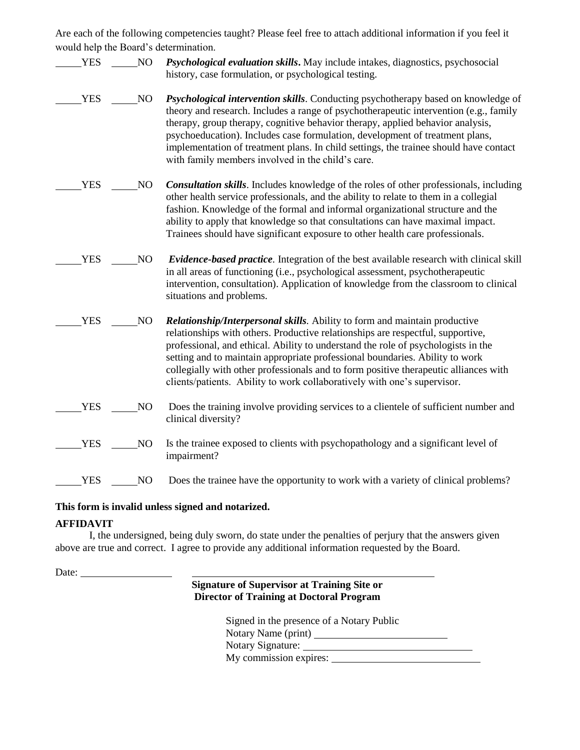Are each of the following competencies taught? Please feel free to attach additional information if you feel it would help the Board's determination.

_____YES _____NO ***Psychological evaluation skills*****.** May include intakes, diagnostics, psychosocial history, case formulation, or psychological testing.

_____YES _____NO ***Psychological intervention skills***. Conducting psychotherapy based on knowledge of theory and research. Includes a range of psychotherapeutic intervention (e.g., family therapy, group therapy, cognitive behavior therapy, applied behavior analysis, psychoeducation). Includes case formulation, development of treatment plans, implementation of treatment plans. In child settings, the trainee should have contact with family members involved in the child's care.

_____YES _____NO ***Consultation skills***. Includes knowledge of the roles of other professionals, including other health service professionals, and the ability to relate to them in a collegial fashion. Knowledge of the formal and informal organizational structure and the ability to apply that knowledge so that consultations can have maximal impact. Trainees should have significant exposure to other health care professionals.

_____YES _____NO ***Evidence-based practice***. Integration of the best available research with clinical skill in all areas of functioning (i.e., psychological assessment, psychotherapeutic intervention, consultation). Application of knowledge from the classroom to clinical situations and problems.

_____YES _____NO ***Relationship/Interpersonal skills***. Ability to form and maintain productive relationships with others. Productive relationships are respectful, supportive, professional, and ethical. Ability to understand the role of psychologists in the setting and to maintain appropriate professional boundaries. Ability to work collegially with other professionals and to form positive therapeutic alliances with clients/patients. Ability to work collaboratively with one's supervisor.

_____YES _____NO Does the training involve providing services to a clientele of sufficient number and clinical diversity?

_____YES _____NO Is the trainee exposed to clients with psychopathology and a significant level of impairment?

_____YES _____NO Does the trainee have the opportunity to work with a variety of clinical problems?

**This form is invalid unless signed and notarized.**

**AFFIDAVIT**

I, the undersigned, being duly sworn, do state under the penalties of perjury that the answers given above are true and correct. I agree to provide any additional information requested by the Board.

Date: ________________ ____________________________________________

**Signature of Supervisor at Training Site or Director of Training at Doctoral Program**

Signed in the presence of a Notary Public

Notary Name (print) ________________________

Notary Signature: ______________________________

My commission expires: ___________________________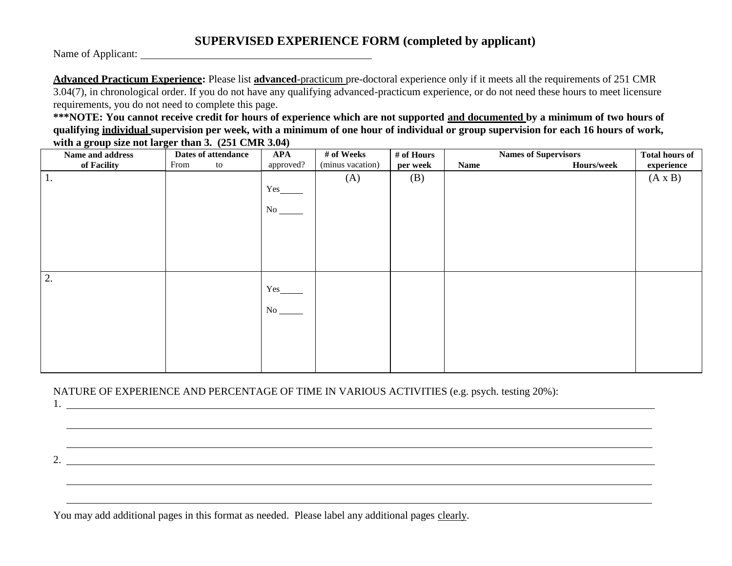# SUPERVISED EXPERIENCE FORM (completed by applicant)

Name of Applicant: ____________________________________________

**Advanced Practicum Experience:** Please list **advanced**-practicum pre-doctoral experience only if it meets all the requirements of 251 CMR 3.04(7), in chronological order. If you do not have any qualifying advanced-practicum experience, or do not need these hours to meet licensure requirements, you do not need to complete this page.

**\*\*\*NOTE: You cannot receive credit for hours of experience which are not supported and documented by a minimum of two hours of qualifying individual supervision per week, with a minimum of one hour of individual or group supervision for each 16 hours of work, with a group size not larger than 3. (251 CMR 3.04)**

| Name and address of Facility | Dates of attendance From to | APA approved? | # of Weeks (minus vacation) | # of Hours per week | Names of Supervisors Name Hours/week | Total hours of experience |
|---|---|---|---|---|---|---|
| 1. | | Yes_____ No _____ | (A) | (B) | | (A x B) |
| 2. | | Yes_____ No _____ | | | | |

NATURE OF EXPERIENCE AND PERCENTAGE OF TIME IN VARIOUS ACTIVITIES (e.g. psych. testing 20%):

1. ________________________________________________________________________________

________________________________________________________________________________

________________________________________________________________________________

2. ________________________________________________________________________________

________________________________________________________________________________

________________________________________________________________________________

You may add additional pages in this format as needed. Please label any additional pages clearly.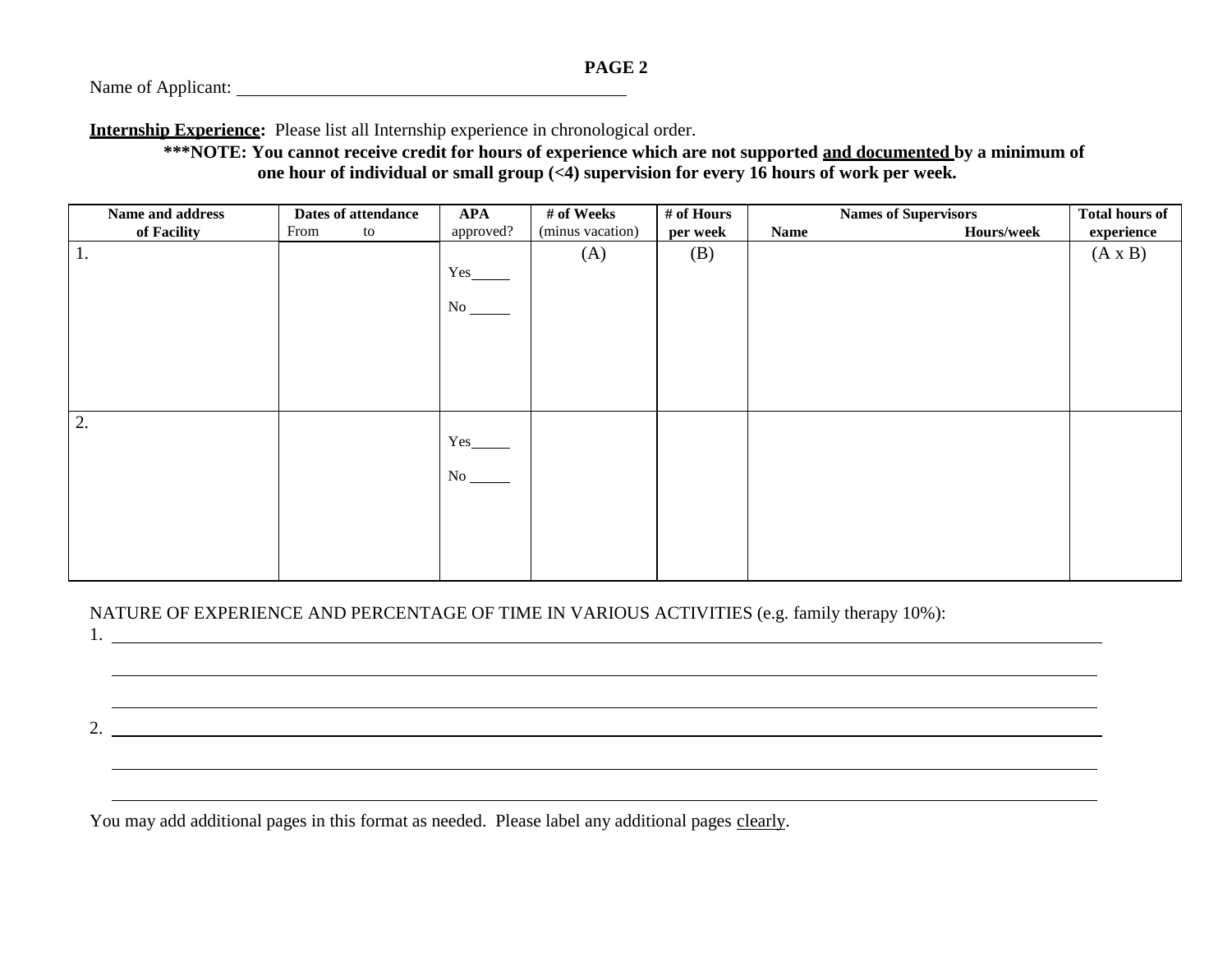**PAGE 2**

Name of Applicant: ______________________________________________

**Internship Experience:** Please list all Internship experience in chronological order.

**\*\*\*NOTE: You cannot receive credit for hours of experience which are not supported and documented by a minimum of one hour of individual or small group (<4) supervision for every 16 hours of work per week.**

| Name and address of Facility | Dates of attendance From to | APA approved? | # of Weeks (minus vacation) | # of Hours per week | Names of Supervisors Name Hours/week | Total hours of experience |
|---|---|---|---|---|---|---|
| 1. | | Yes_____ No _____ | (A) | (B) | | (A x B) |
| 2. | | Yes_____ No _____ | | | | |

NATURE OF EXPERIENCE AND PERCENTAGE OF TIME IN VARIOUS ACTIVITIES (e.g. family therapy 10%):

1. ______________________________________________________________________________

______________________________________________________________________________

______________________________________________________________________________

2. ______________________________________________________________________________

______________________________________________________________________________

______________________________________________________________________________

You may add additional pages in this format as needed. Please label any additional pages clearly.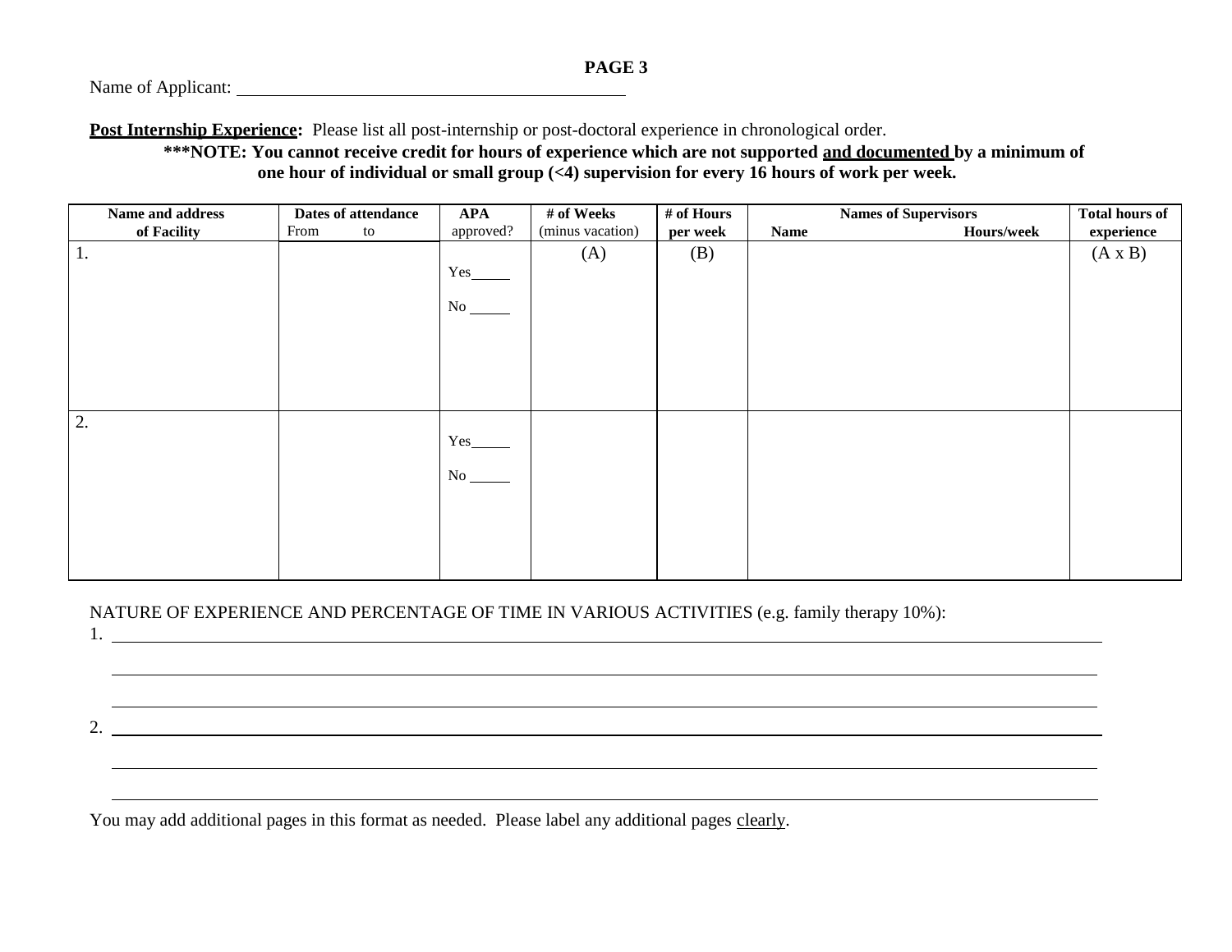**PAGE 3**

Name of Applicant: ___________________________________________

**Post Internship Experience:** Please list all post-internship or post-doctoral experience in chronological order.

**\*\*\*NOTE: You cannot receive credit for hours of experience which are not supported and documented by a minimum of one hour of individual or small group (<4) supervision for every 16 hours of work per week.**

| Name and address of Facility | Dates of attendance From to | APA approved? | # of Weeks (minus vacation) | # of Hours per week | Names of Supervisors Name Hours/week | Total hours of experience |
|---|---|---|---|---|---|---|
| 1. | | Yes_____ No _____ | (A) | (B) | | (A x B) |
| 2. | | Yes_____ No _____ | | | | |

NATURE OF EXPERIENCE AND PERCENTAGE OF TIME IN VARIOUS ACTIVITIES (e.g. family therapy 10%):

1. ______________________________________________________________________________
______________________________________________________________________________
______________________________________________________________________________

2. ______________________________________________________________________________
______________________________________________________________________________
______________________________________________________________________________

You may add additional pages in this format as needed. Please label any additional pages clearly.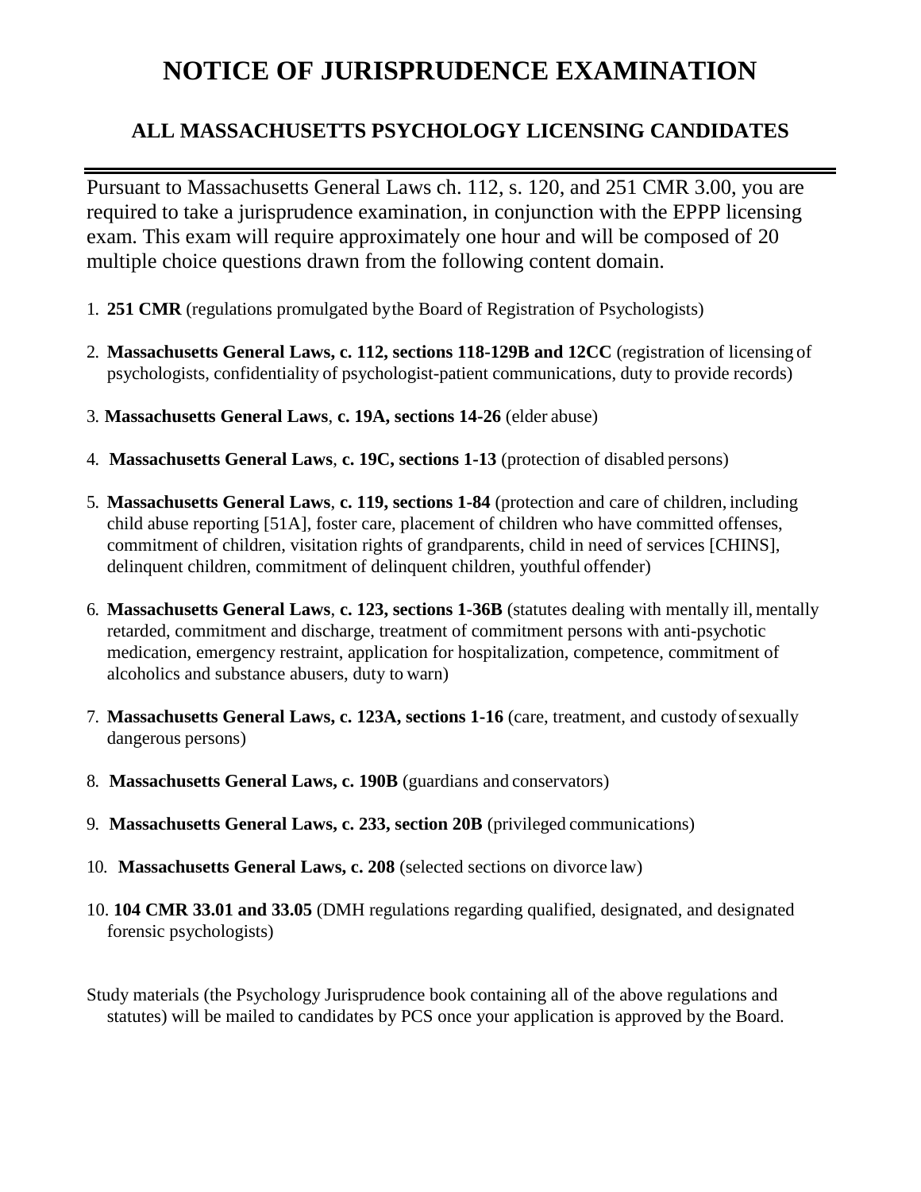# NOTICE OF JURISPRUDENCE EXAMINATION

## ALL MASSACHUSETTS PSYCHOLOGY LICENSING CANDIDATES

---

Pursuant to Massachusetts General Laws ch. 112, s. 120, and 251 CMR 3.00, you are required to take a jurisprudence examination, in conjunction with the EPPP licensing exam. This exam will require approximately one hour and will be composed of 20 multiple choice questions drawn from the following content domain.

1. **251 CMR** (regulations promulgated bythe Board of Registration of Psychologists)
2. **Massachusetts General Laws, c. 112, sections 118-129B and 12CC** (registration of licensing of psychologists, confidentiality of psychologist-patient communications, duty to provide records)
3. **Massachusetts General Laws**, **c. 19A, sections 14-26** (elder abuse)
4. **Massachusetts General Laws**, **c. 19C, sections 1-13** (protection of disabled persons)
5. **Massachusetts General Laws**, **c. 119, sections 1-84** (protection and care of children, including child abuse reporting [51A], foster care, placement of children who have committed offenses, commitment of children, visitation rights of grandparents, child in need of services [CHINS], delinquent children, commitment of delinquent children, youthful offender)
6. **Massachusetts General Laws**, **c. 123, sections 1-36B** (statutes dealing with mentally ill, mentally retarded, commitment and discharge, treatment of commitment persons with anti-psychotic medication, emergency restraint, application for hospitalization, competence, commitment of alcoholics and substance abusers, duty to warn)
7. **Massachusetts General Laws, c. 123A, sections 1-16** (care, treatment, and custody of sexually dangerous persons)
8. **Massachusetts General Laws, c. 190B** (guardians and conservators)
9. **Massachusetts General Laws, c. 233, section 20B** (privileged communications)
10. **Massachusetts General Laws, c. 208** (selected sections on divorce law)
10. **104 CMR 33.01 and 33.05** (DMH regulations regarding qualified, designated, and designated forensic psychologists)

Study materials (the Psychology Jurisprudence book containing all of the above regulations and statutes) will be mailed to candidates by PCS once your application is approved by the Board.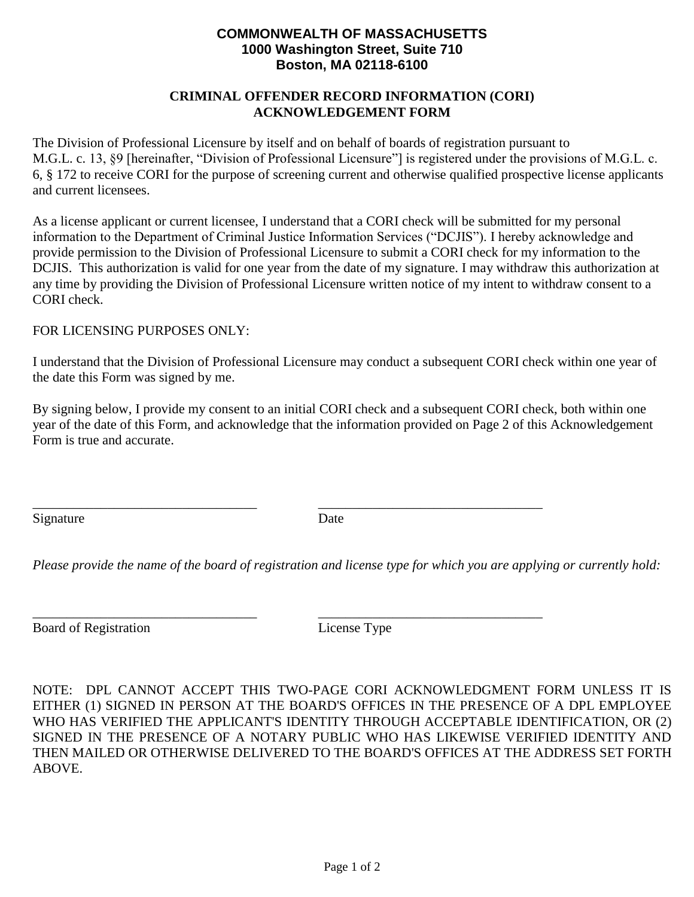**COMMONWEALTH OF MASSACHUSETTS**
**1000 Washington Street, Suite 710**
**Boston, MA 02118-6100**

## CRIMINAL OFFENDER RECORD INFORMATION (CORI) ACKNOWLEDGEMENT FORM

The Division of Professional Licensure by itself and on behalf of boards of registration pursuant to M.G.L. c. 13, §9 [hereinafter, "Division of Professional Licensure"] is registered under the provisions of M.G.L. c. 6, § 172 to receive CORI for the purpose of screening current and otherwise qualified prospective license applicants and current licensees.

As a license applicant or current licensee, I understand that a CORI check will be submitted for my personal information to the Department of Criminal Justice Information Services ("DCJIS"). I hereby acknowledge and provide permission to the Division of Professional Licensure to submit a CORI check for my information to the DCJIS. This authorization is valid for one year from the date of my signature. I may withdraw this authorization at any time by providing the Division of Professional Licensure written notice of my intent to withdraw consent to a CORI check.

FOR LICENSING PURPOSES ONLY:

I understand that the Division of Professional Licensure may conduct a subsequent CORI check within one year of the date this Form was signed by me.

By signing below, I provide my consent to an initial CORI check and a subsequent CORI check, both within one year of the date of this Form, and acknowledge that the information provided on Page 2 of this Acknowledgement Form is true and accurate.

\_\_\_\_\_\_\_\_\_\_\_\_\_\_\_\_\_\_\_\_\_\_\_\_\_\_\_\_\_\_\_\_\_ \_\_\_\_\_\_\_\_\_\_\_\_\_\_\_\_\_\_\_\_\_\_\_\_\_\_\_\_\_\_\_\_\_

Signature Date

*Please provide the name of the board of registration and license type for which you are applying or currently hold:*

\_\_\_\_\_\_\_\_\_\_\_\_\_\_\_\_\_\_\_\_\_\_\_\_\_\_\_\_\_\_\_\_\_ \_\_\_\_\_\_\_\_\_\_\_\_\_\_\_\_\_\_\_\_\_\_\_\_\_\_\_\_\_\_\_\_\_

Board of Registration License Type

NOTE: DPL CANNOT ACCEPT THIS TWO-PAGE CORI ACKNOWLEDGMENT FORM UNLESS IT IS EITHER (1) SIGNED IN PERSON AT THE BOARD'S OFFICES IN THE PRESENCE OF A DPL EMPLOYEE WHO HAS VERIFIED THE APPLICANT'S IDENTITY THROUGH ACCEPTABLE IDENTIFICATION, OR (2) SIGNED IN THE PRESENCE OF A NOTARY PUBLIC WHO HAS LIKEWISE VERIFIED IDENTITY AND THEN MAILED OR OTHERWISE DELIVERED TO THE BOARD'S OFFICES AT THE ADDRESS SET FORTH ABOVE.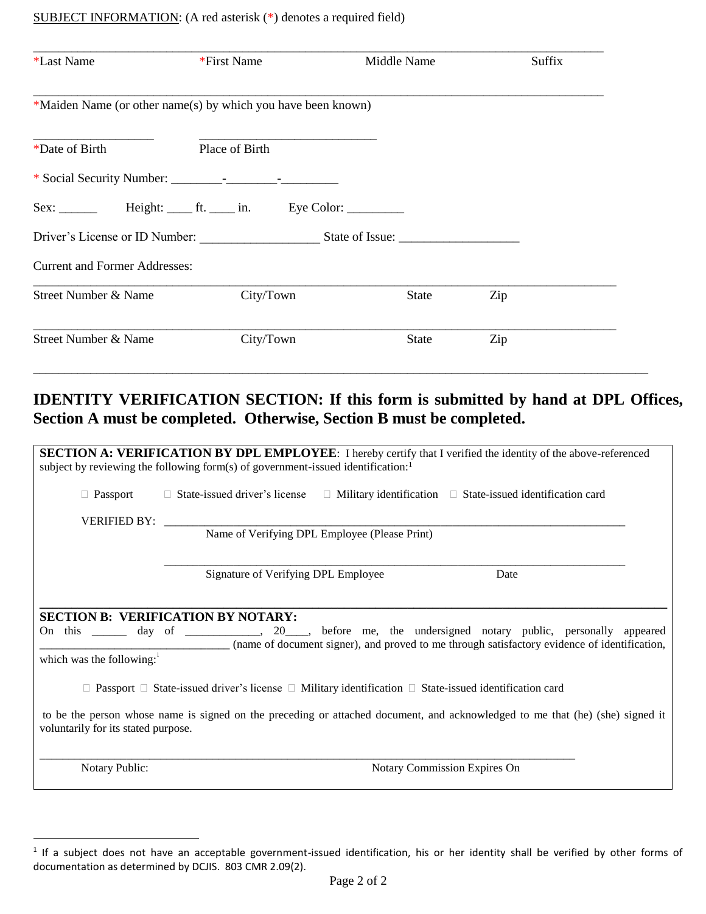SUBJECT INFORMATION: (A red asterisk (*) denotes a required field)

______________________________________________________________________________

*Last Name *First Name Middle Name Suffix

______________________________________________________________________________

*Maiden Name (or other name(s) by which you have been known)

__________________ ___________________________

*Date of Birth Place of Birth

* Social Security Number: ________-________-_________

Sex: ______ Height: ____ ft. ____ in. Eye Color: _________

Driver's License or ID Number: __________________ State of Issue: __________________

Current and Former Addresses:

______________________________________________________________________________

Street Number & Name City/Town State Zip

______________________________________________________________________________

Street Number & Name City/Town State Zip

______________________________________________________________________________

## IDENTITY VERIFICATION SECTION: If this form is submitted by hand at DPL Offices, Section A must be completed. Otherwise, Section B must be completed.

**SECTION A: VERIFICATION BY DPL EMPLOYEE**: I hereby certify that I verified the identity of the above-referenced subject by reviewing the following form(s) of government-issued identification:[1]

☐ Passport ☐ State-issued driver's license ☐ Military identification ☐ State-issued identification card

VERIFIED BY: ______________________________________________________________

Name of Verifying DPL Employee (Please Print)

______________________________________________________________

Signature of Verifying DPL Employee Date

______________________________________________________________________________

**SECTION B: VERIFICATION BY NOTARY:**

On this ______ day of _____________, 20____, before me, the undersigned notary public, personally appeared ______________________________ (name of document signer), and proved to me through satisfactory evidence of identification, which was the following:[1]

☐ Passport ☐ State-issued driver's license ☐ Military identification ☐ State-issued identification card

to be the person whose name is signed on the preceding or attached document, and acknowledged to me that (he) (she) signed it voluntarily for its stated purpose.

______________________________________________________________________________

Notary Public: Notary Commission Expires On

---

[1] If a subject does not have an acceptable government-issued identification, his or her identity shall be verified by other forms of documentation as determined by DCJIS. 803 CMR 2.09(2).